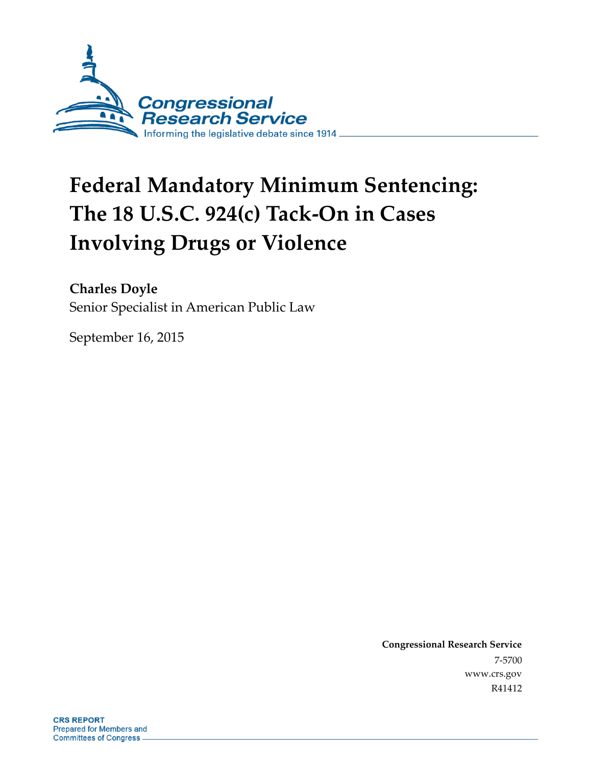Congressional Research Service

Informing the legislative debate since 1914

# Federal Mandatory Minimum Sentencing: The 18 U.S.C. 924(c) Tack-On in Cases Involving Drugs or Violence

**Charles Doyle**
Senior Specialist in American Public Law

September 16, 2015

**Congressional Research Service**
7-5700
www.crs.gov
R41412

**CRS REPORT**
Prepared for Members and
Committees of Congress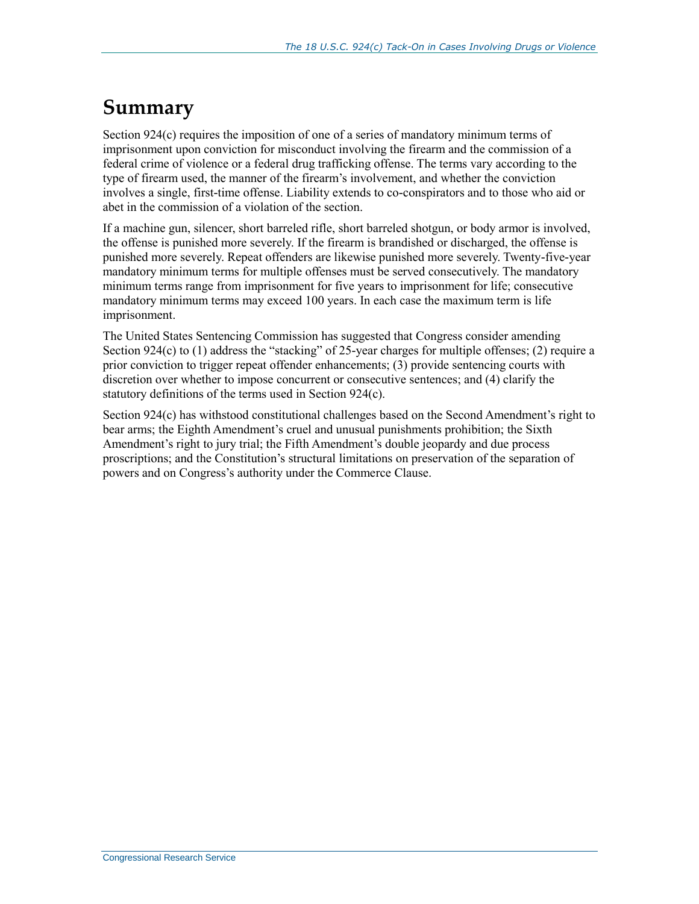# Summary

Section 924(c) requires the imposition of one of a series of mandatory minimum terms of imprisonment upon conviction for misconduct involving the firearm and the commission of a federal crime of violence or a federal drug trafficking offense. The terms vary according to the type of firearm used, the manner of the firearm's involvement, and whether the conviction involves a single, first-time offense. Liability extends to co-conspirators and to those who aid or abet in the commission of a violation of the section.

If a machine gun, silencer, short barreled rifle, short barreled shotgun, or body armor is involved, the offense is punished more severely. If the firearm is brandished or discharged, the offense is punished more severely. Repeat offenders are likewise punished more severely. Twenty-five-year mandatory minimum terms for multiple offenses must be served consecutively. The mandatory minimum terms range from imprisonment for five years to imprisonment for life; consecutive mandatory minimum terms may exceed 100 years. In each case the maximum term is life imprisonment.

The United States Sentencing Commission has suggested that Congress consider amending Section 924(c) to (1) address the "stacking" of 25-year charges for multiple offenses; (2) require a prior conviction to trigger repeat offender enhancements; (3) provide sentencing courts with discretion over whether to impose concurrent or consecutive sentences; and (4) clarify the statutory definitions of the terms used in Section 924(c).

Section 924(c) has withstood constitutional challenges based on the Second Amendment's right to bear arms; the Eighth Amendment's cruel and unusual punishments prohibition; the Sixth Amendment's right to jury trial; the Fifth Amendment's double jeopardy and due process proscriptions; and the Constitution's structural limitations on preservation of the separation of powers and on Congress's authority under the Commerce Clause.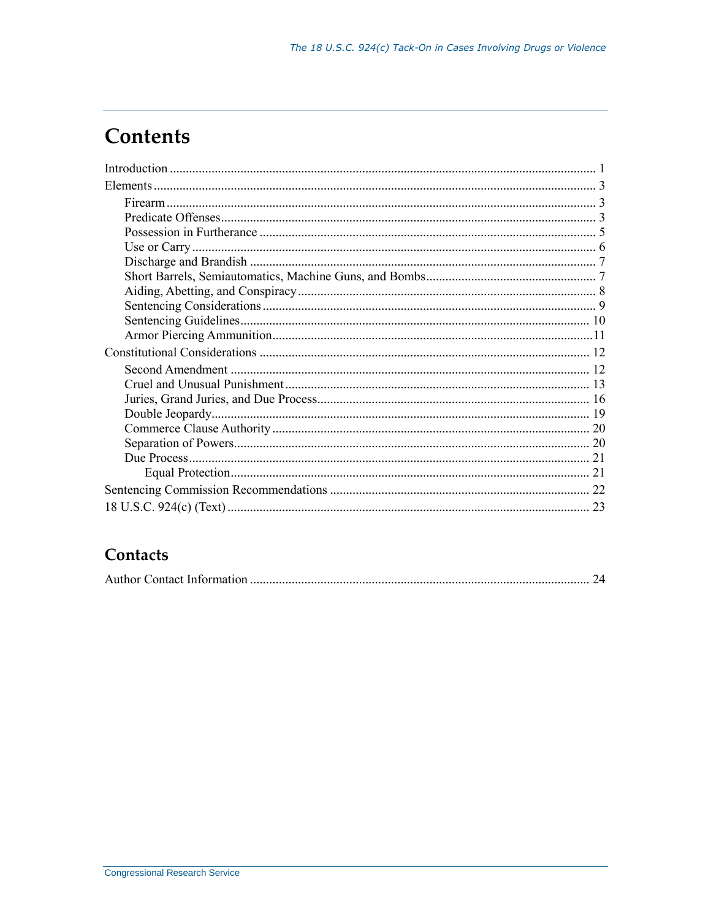# Contents

Introduction ..... 1

Elements ..... 3

- Firearm ..... 3
- Predicate Offenses ..... 3
- Possession in Furtherance ..... 5
- Use or Carry ..... 6
- Discharge and Brandish ..... 7
- Short Barrels, Semiautomatics, Machine Guns, and Bombs ..... 7
- Aiding, Abetting, and Conspiracy ..... 8
- Sentencing Considerations ..... 9
- Sentencing Guidelines ..... 10
- Armor Piercing Ammunition ..... 11

Constitutional Considerations ..... 12

- Second Amendment ..... 12
- Cruel and Unusual Punishment ..... 13
- Juries, Grand Juries, and Due Process ..... 16
- Double Jeopardy ..... 19
- Commerce Clause Authority ..... 20
- Separation of Powers ..... 20
- Due Process ..... 21
  - Equal Protection ..... 21

Sentencing Commission Recommendations ..... 22

18 U.S.C. 924(c) (Text) ..... 23

## Contacts

Author Contact Information ..... 24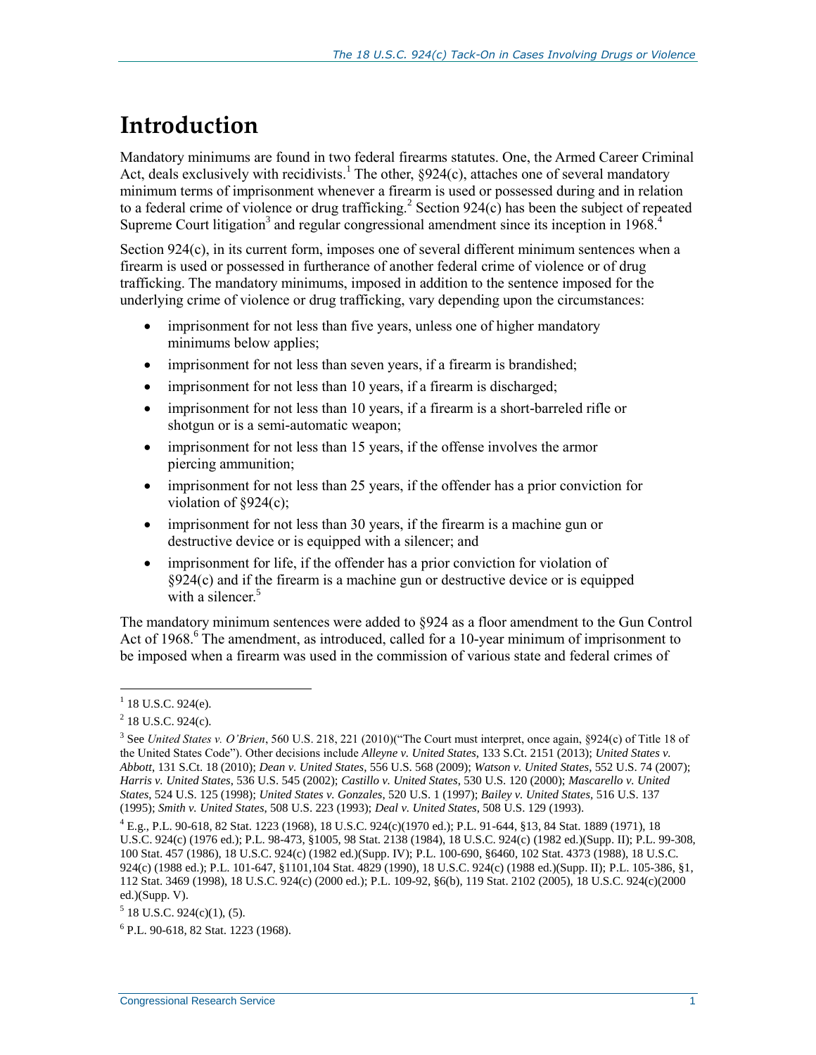# Introduction

Mandatory minimums are found in two federal firearms statutes. One, the Armed Career Criminal Act, deals exclusively with recidivists.[1] The other, §924(c), attaches one of several mandatory minimum terms of imprisonment whenever a firearm is used or possessed during and in relation to a federal crime of violence or drug trafficking.[2] Section 924(c) has been the subject of repeated Supreme Court litigation[3] and regular congressional amendment since its inception in 1968.[4]

Section 924(c), in its current form, imposes one of several different minimum sentences when a firearm is used or possessed in furtherance of another federal crime of violence or of drug trafficking. The mandatory minimums, imposed in addition to the sentence imposed for the underlying crime of violence or drug trafficking, vary depending upon the circumstances:

- imprisonment for not less than five years, unless one of higher mandatory minimums below applies;
- imprisonment for not less than seven years, if a firearm is brandished;
- imprisonment for not less than 10 years, if a firearm is discharged;
- imprisonment for not less than 10 years, if a firearm is a short-barreled rifle or shotgun or is a semi-automatic weapon;
- imprisonment for not less than 15 years, if the offense involves the armor piercing ammunition;
- imprisonment for not less than 25 years, if the offender has a prior conviction for violation of §924(c);
- imprisonment for not less than 30 years, if the firearm is a machine gun or destructive device or is equipped with a silencer; and
- imprisonment for life, if the offender has a prior conviction for violation of §924(c) and if the firearm is a machine gun or destructive device or is equipped with a silencer.[5]

The mandatory minimum sentences were added to §924 as a floor amendment to the Gun Control Act of 1968.[6] The amendment, as introduced, called for a 10-year minimum of imprisonment to be imposed when a firearm was used in the commission of various state and federal crimes of

---

[1] 18 U.S.C. 924(e).

[2] 18 U.S.C. 924(c).

[3] See *United States v. O'Brien*, 560 U.S. 218, 221 (2010)("The Court must interpret, once again, §924(c) of Title 18 of the United States Code"). Other decisions include *Alleyne v. United States*, 133 S.Ct. 2151 (2013); *United States v. Abbott*, 131 S.Ct. 18 (2010); *Dean v. United States*, 556 U.S. 568 (2009); *Watson v. United States*, 552 U.S. 74 (2007); *Harris v. United States*, 536 U.S. 545 (2002); *Castillo v. United States*, 530 U.S. 120 (2000); *Mascarello v. United States*, 524 U.S. 125 (1998); *United States v. Gonzales*, 520 U.S. 1 (1997); *Bailey v. United States*, 516 U.S. 137 (1995); *Smith v. United States*, 508 U.S. 223 (1993); *Deal v. United States*, 508 U.S. 129 (1993).

[4] E.g., P.L. 90-618, 82 Stat. 1223 (1968), 18 U.S.C. 924(c)(1970 ed.); P.L. 91-644, §13, 84 Stat. 1889 (1971), 18 U.S.C. 924(c) (1976 ed.); P.L. 98-473, §1005, 98 Stat. 2138 (1984), 18 U.S.C. 924(c) (1982 ed.)(Supp. II); P.L. 99-308, 100 Stat. 457 (1986), 18 U.S.C. 924(c) (1982 ed.)(Supp. IV); P.L. 100-690, §6460, 102 Stat. 4373 (1988), 18 U.S.C. 924(c) (1988 ed.); P.L. 101-647, §1101,104 Stat. 4829 (1990), 18 U.S.C. 924(c) (1988 ed.)(Supp. II); P.L. 105-386, §1, 112 Stat. 3469 (1998), 18 U.S.C. 924(c) (2000 ed.); P.L. 109-92, §6(b), 119 Stat. 2102 (2005), 18 U.S.C. 924(c)(2000 ed.)(Supp. V).

[5] 18 U.S.C. 924(c)(1), (5).

[6] P.L. 90-618, 82 Stat. 1223 (1968).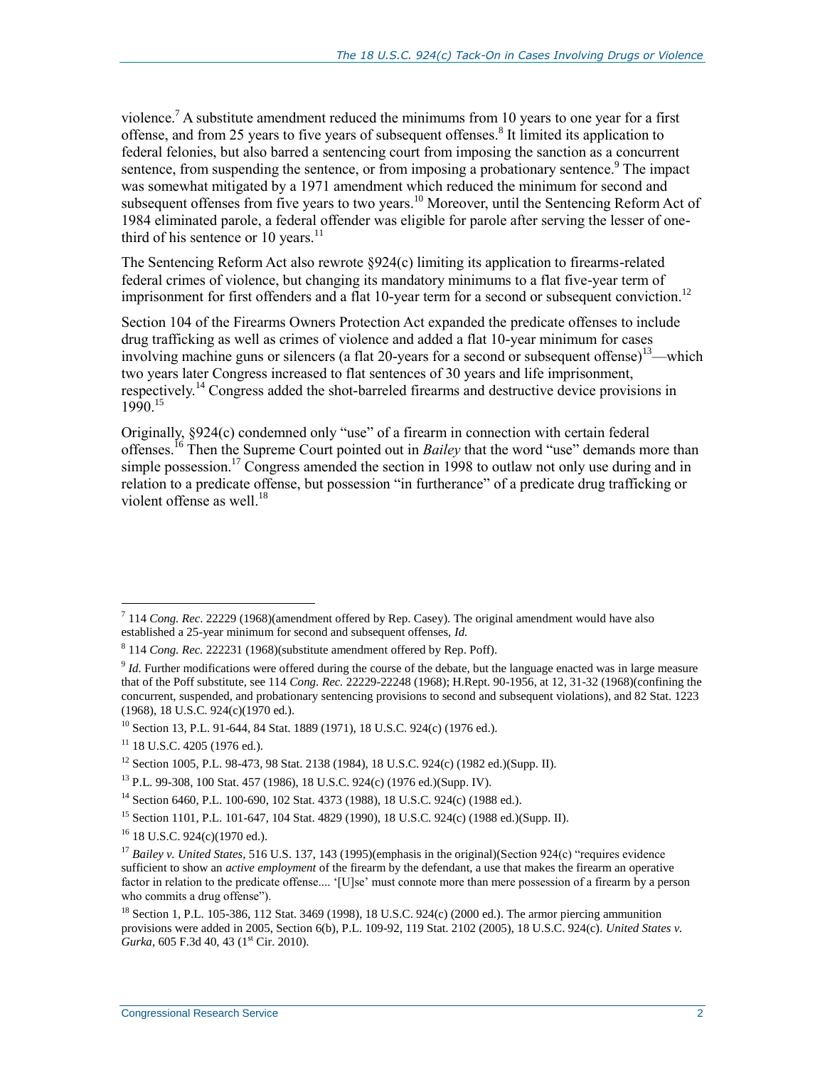violence.[7] A substitute amendment reduced the minimums from 10 years to one year for a first offense, and from 25 years to five years of subsequent offenses.[8] It limited its application to federal felonies, but also barred a sentencing court from imposing the sanction as a concurrent sentence, from suspending the sentence, or from imposing a probationary sentence.[9] The impact was somewhat mitigated by a 1971 amendment which reduced the minimum for second and subsequent offenses from five years to two years.[10] Moreover, until the Sentencing Reform Act of 1984 eliminated parole, a federal offender was eligible for parole after serving the lesser of one-third of his sentence or 10 years.[11]

The Sentencing Reform Act also rewrote §924(c) limiting its application to firearms-related federal crimes of violence, but changing its mandatory minimums to a flat five-year term of imprisonment for first offenders and a flat 10-year term for a second or subsequent conviction.[12]

Section 104 of the Firearms Owners Protection Act expanded the predicate offenses to include drug trafficking as well as crimes of violence and added a flat 10-year minimum for cases involving machine guns or silencers (a flat 20-years for a second or subsequent offense)[13]—which two years later Congress increased to flat sentences of 30 years and life imprisonment, respectively.[14] Congress added the shot-barreled firearms and destructive device provisions in 1990.[15]

Originally, §924(c) condemned only "use" of a firearm in connection with certain federal offenses.[16] Then the Supreme Court pointed out in *Bailey* that the word "use" demands more than simple possession.[17] Congress amended the section in 1998 to outlaw not only use during and in relation to a predicate offense, but possession "in furtherance" of a predicate drug trafficking or violent offense as well.[18]

---

[7] 114 *Cong. Rec*. 22229 (1968)(amendment offered by Rep. Casey). The original amendment would have also established a 25-year minimum for second and subsequent offenses, *Id.*

[8] 114 *Cong. Rec.* 222231 (1968)(substitute amendment offered by Rep. Poff).

[9] *Id*. Further modifications were offered during the course of the debate, but the language enacted was in large measure that of the Poff substitute, see 114 *Cong. Rec.* 22229-22248 (1968); H.Rept. 90-1956, at 12, 31-32 (1968)(confining the concurrent, suspended, and probationary sentencing provisions to second and subsequent violations), and 82 Stat. 1223 (1968), 18 U.S.C. 924(c)(1970 ed.).

[10] Section 13, P.L. 91-644, 84 Stat. 1889 (1971), 18 U.S.C. 924(c) (1976 ed.).

[11] 18 U.S.C. 4205 (1976 ed.).

[12] Section 1005, P.L. 98-473, 98 Stat. 2138 (1984), 18 U.S.C. 924(c) (1982 ed.)(Supp. II).

[13] P.L. 99-308, 100 Stat. 457 (1986), 18 U.S.C. 924(c) (1976 ed.)(Supp. IV).

[14] Section 6460, P.L. 100-690, 102 Stat. 4373 (1988), 18 U.S.C. 924(c) (1988 ed.).

[15] Section 1101, P.L. 101-647, 104 Stat. 4829 (1990), 18 U.S.C. 924(c) (1988 ed.)(Supp. II).

[16] 18 U.S.C. 924(c)(1970 ed.).

[17] *Bailey v. United States*, 516 U.S. 137, 143 (1995)(emphasis in the original)(Section 924(c) "requires evidence sufficient to show an *active employment* of the firearm by the defendant, a use that makes the firearm an operative factor in relation to the predicate offense.... '[U]se' must connote more than mere possession of a firearm by a person who commits a drug offense").

[18] Section 1, P.L. 105-386, 112 Stat. 3469 (1998), 18 U.S.C. 924(c) (2000 ed.). The armor piercing ammunition provisions were added in 2005, Section 6(b), P.L. 109-92, 119 Stat. 2102 (2005), 18 U.S.C. 924(c). *United States v. Gurka*, 605 F.3d 40, 43 (1st Cir. 2010).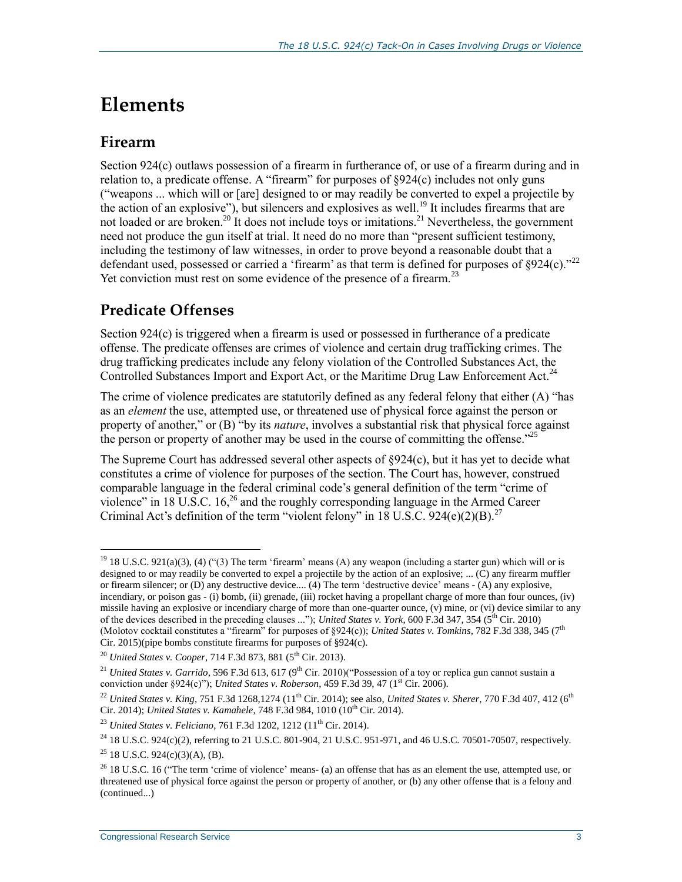# Elements

## Firearm

Section 924(c) outlaws possession of a firearm in furtherance of, or use of a firearm during and in relation to, a predicate offense. A "firearm" for purposes of §924(c) includes not only guns ("weapons ... which will or [are] designed to or may readily be converted to expel a projectile by the action of an explosive"), but silencers and explosives as well.[19] It includes firearms that are not loaded or are broken.[20] It does not include toys or imitations.[21] Nevertheless, the government need not produce the gun itself at trial. It need do no more than "present sufficient testimony, including the testimony of law witnesses, in order to prove beyond a reasonable doubt that a defendant used, possessed or carried a 'firearm' as that term is defined for purposes of §924(c)."[22] Yet conviction must rest on some evidence of the presence of a firearm.[23]

## Predicate Offenses

Section 924(c) is triggered when a firearm is used or possessed in furtherance of a predicate offense. The predicate offenses are crimes of violence and certain drug trafficking crimes. The drug trafficking predicates include any felony violation of the Controlled Substances Act, the Controlled Substances Import and Export Act, or the Maritime Drug Law Enforcement Act.[24]

The crime of violence predicates are statutorily defined as any federal felony that either (A) "has as an *element* the use, attempted use, or threatened use of physical force against the person or property of another," or (B) "by its *nature*, involves a substantial risk that physical force against the person or property of another may be used in the course of committing the offense."[25]

The Supreme Court has addressed several other aspects of §924(c), but it has yet to decide what constitutes a crime of violence for purposes of the section. The Court has, however, construed comparable language in the federal criminal code's general definition of the term "crime of violence" in 18 U.S.C. 16,[26] and the roughly corresponding language in the Armed Career Criminal Act's definition of the term "violent felony" in 18 U.S.C. 924(e)(2)(B).[27]

---

[19] 18 U.S.C. 921(a)(3), (4) ("(3) The term 'firearm' means (A) any weapon (including a starter gun) which will or is designed to or may readily be converted to expel a projectile by the action of an explosive; ... (C) any firearm muffler or firearm silencer; or (D) any destructive device.... (4) The term 'destructive device' means - (A) any explosive, incendiary, or poison gas - (i) bomb, (ii) grenade, (iii) rocket having a propellant charge of more than four ounces, (iv) missile having an explosive or incendiary charge of more than one-quarter ounce, (v) mine, or (vi) device similar to any of the devices described in the preceding clauses ..."); *United States v. York*, 600 F.3d 347, 354 (5th Cir. 2010) (Molotov cocktail constitutes a "firearm" for purposes of §924(c)); *United States v. Tomkins*, 782 F.3d 338, 345 (7th Cir. 2015)(pipe bombs constitute firearms for purposes of §924(c).

[20] *United States v. Cooper*, 714 F.3d 873, 881 (5th Cir. 2013).

[21] *United States v. Garrido*, 596 F.3d 613, 617 (9th Cir. 2010)("Possession of a toy or replica gun cannot sustain a conviction under §924(c)"); *United States v. Roberson*, 459 F.3d 39, 47 (1st Cir. 2006).

[22] *United States v. King*, 751 F.3d 1268,1274 (11th Cir. 2014); see also, *United States v. Sherer*, 770 F.3d 407, 412 (6th Cir. 2014); *United States v. Kamahele*, 748 F.3d 984, 1010 (10th Cir. 2014).

[23] *United States v. Feliciano*, 761 F.3d 1202, 1212 (11th Cir. 2014).

[24] 18 U.S.C. 924(c)(2), referring to 21 U.S.C. 801-904, 21 U.S.C. 951-971, and 46 U.S.C. 70501-70507, respectively.

[25] 18 U.S.C. 924(c)(3)(A), (B).

[26] 18 U.S.C. 16 ("The term 'crime of violence' means- (a) an offense that has as an element the use, attempted use, or threatened use of physical force against the person or property of another, or (b) any other offense that is a felony and (continued...)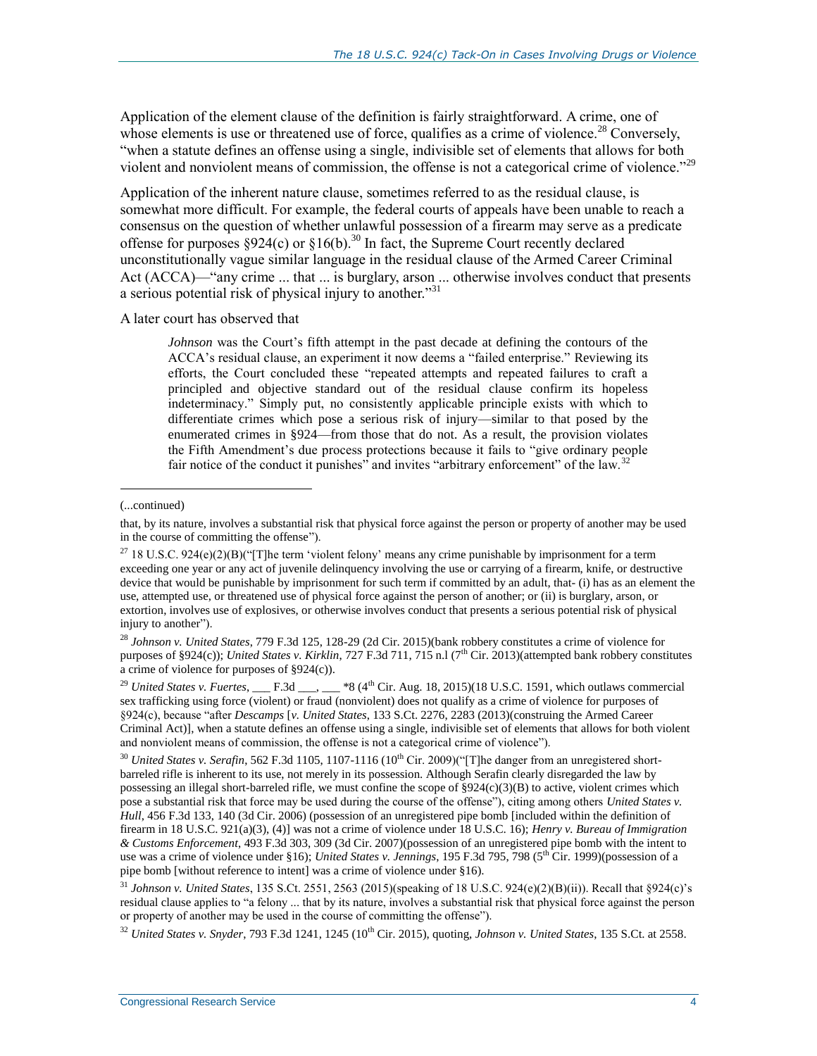Application of the element clause of the definition is fairly straightforward. A crime, one of whose elements is use or threatened use of force, qualifies as a crime of violence.[28] Conversely, "when a statute defines an offense using a single, indivisible set of elements that allows for both violent and nonviolent means of commission, the offense is not a categorical crime of violence."[29]

Application of the inherent nature clause, sometimes referred to as the residual clause, is somewhat more difficult. For example, the federal courts of appeals have been unable to reach a consensus on the question of whether unlawful possession of a firearm may serve as a predicate offense for purposes §924(c) or §16(b).[30] In fact, the Supreme Court recently declared unconstitutionally vague similar language in the residual clause of the Armed Career Criminal Act (ACCA)—"any crime ... that ... is burglary, arson ... otherwise involves conduct that presents a serious potential risk of physical injury to another."[31]

A later court has observed that

> *Johnson* was the Court's fifth attempt in the past decade at defining the contours of the ACCA's residual clause, an experiment it now deems a "failed enterprise." Reviewing its efforts, the Court concluded these "repeated attempts and repeated failures to craft a principled and objective standard out of the residual clause confirm its hopeless indeterminacy." Simply put, no consistently applicable principle exists with which to differentiate crimes which pose a serious risk of injury—similar to that posed by the enumerated crimes in §924—from those that do not. As a result, the provision violates the Fifth Amendment's due process protections because it fails to "give ordinary people fair notice of the conduct it punishes" and invites "arbitrary enforcement" of the law.[32]

---

(...continued)

that, by its nature, involves a substantial risk that physical force against the person or property of another may be used in the course of committing the offense").

[27] 18 U.S.C. 924(e)(2)(B)("[T]he term 'violent felony' means any crime punishable by imprisonment for a term exceeding one year or any act of juvenile delinquency involving the use or carrying of a firearm, knife, or destructive device that would be punishable by imprisonment for such term if committed by an adult, that- (i) has as an element the use, attempted use, or threatened use of physical force against the person of another; or (ii) is burglary, arson, or extortion, involves use of explosives, or otherwise involves conduct that presents a serious potential risk of physical injury to another").

[28] *Johnson v. United States*, 779 F.3d 125, 128-29 (2d Cir. 2015)(bank robbery constitutes a crime of violence for purposes of §924(c)); *United States v. Kirklin*, 727 F.3d 711, 715 n.l (7th Cir. 2013)(attempted bank robbery constitutes a crime of violence for purposes of §924(c)).

[29] *United States v. Fuertes*, ___ F.3d ___, ___ *8 (4th Cir. Aug. 18, 2015)(18 U.S.C. 1591, which outlaws commercial sex trafficking using force (violent) or fraud (nonviolent) does not qualify as a crime of violence for purposes of §924(c), because "after *Descamps* [*v. United States*, 133 S.Ct. 2276, 2283 (2013)(construing the Armed Career Criminal Act)], when a statute defines an offense using a single, indivisible set of elements that allows for both violent and nonviolent means of commission, the offense is not a categorical crime of violence").

[30] *United States v. Serafin*, 562 F.3d 1105, 1107-1116 (10th Cir. 2009)("[T]he danger from an unregistered short-barreled rifle is inherent to its use, not merely in its possession. Although Serafin clearly disregarded the law by possessing an illegal short-barreled rifle, we must confine the scope of §924(c)(3)(B) to active, violent crimes which pose a substantial risk that force may be used during the course of the offense"), citing among others *United States v. Hull*, 456 F.3d 133, 140 (3d Cir. 2006) (possession of an unregistered pipe bomb [included within the definition of firearm in 18 U.S.C. 921(a)(3), (4)] was not a crime of violence under 18 U.S.C. 16); *Henry v. Bureau of Immigration & Customs Enforcement*, 493 F.3d 303, 309 (3d Cir. 2007)(possession of an unregistered pipe bomb with the intent to use was a crime of violence under §16); *United States v. Jennings*, 195 F.3d 795, 798 (5th Cir. 1999)(possession of a pipe bomb [without reference to intent] was a crime of violence under §16).

[31] *Johnson v. United States*, 135 S.Ct. 2551, 2563 (2015)(speaking of 18 U.S.C. 924(e)(2)(B)(ii)). Recall that §924(c)'s residual clause applies to "a felony ... that by its nature, involves a substantial risk that physical force against the person or property of another may be used in the course of committing the offense").

[32] *United States v. Snyder*, 793 F.3d 1241, 1245 (10th Cir. 2015), quoting, *Johnson v. United States*, 135 S.Ct. at 2558.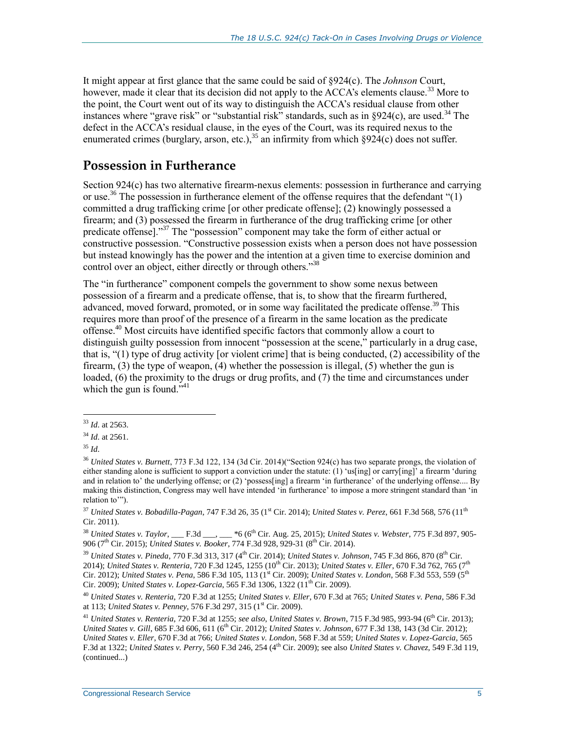It might appear at first glance that the same could be said of §924(c). The *Johnson* Court, however, made it clear that its decision did not apply to the ACCA's elements clause.[33] More to the point, the Court went out of its way to distinguish the ACCA's residual clause from other instances where "grave risk" or "substantial risk" standards, such as in §924(c), are used.[34] The defect in the ACCA's residual clause, in the eyes of the Court, was its required nexus to the enumerated crimes (burglary, arson, etc.),[35] an infirmity from which §924(c) does not suffer.

## Possession in Furtherance

Section 924(c) has two alternative firearm-nexus elements: possession in furtherance and carrying or use.[36] The possession in furtherance element of the offense requires that the defendant "(1) committed a drug trafficking crime [or other predicate offense]; (2) knowingly possessed a firearm; and (3) possessed the firearm in furtherance of the drug trafficking crime [or other predicate offense]."[37] The "possession" component may take the form of either actual or constructive possession. "Constructive possession exists when a person does not have possession but instead knowingly has the power and the intention at a given time to exercise dominion and control over an object, either directly or through others."[38]

The "in furtherance" component compels the government to show some nexus between possession of a firearm and a predicate offense, that is, to show that the firearm furthered, advanced, moved forward, promoted, or in some way facilitated the predicate offense.[39] This requires more than proof of the presence of a firearm in the same location as the predicate offense.[40] Most circuits have identified specific factors that commonly allow a court to distinguish guilty possession from innocent "possession at the scene," particularly in a drug case, that is, "(1) type of drug activity [or violent crime] that is being conducted, (2) accessibility of the firearm, (3) the type of weapon, (4) whether the possession is illegal, (5) whether the gun is loaded, (6) the proximity to the drugs or drug profits, and (7) the time and circumstances under which the gun is found."[41]

---

[33] *Id*. at 2563.

[34] *Id*. at 2561.

[35] *Id*.

[36] *United States v. Burnett*, 773 F.3d 122, 134 (3d Cir. 2014)("Section 924(c) has two separate prongs, the violation of either standing alone is sufficient to support a conviction under the statute: (1) 'us[ing] or carry[ing]' a firearm 'during and in relation to' the underlying offense; or (2) 'possess[ing] a firearm 'in furtherance' of the underlying offense.... By making this distinction, Congress may well have intended 'in furtherance' to impose a more stringent standard than 'in relation to'").

[37] *United States v. Bobadilla-Pagan*, 747 F.3d 26, 35 (1st Cir. 2014); *United States v. Perez*, 661 F.3d 568, 576 (11th Cir. 2011).

[38] *United States v. Taylor*, ___ F.3d ___, ___ *6 (6th Cir. Aug. 25, 2015); *United States v. Webster*, 775 F.3d 897, 905-906 (7th Cir. 2015); *United States v. Booker*, 774 F.3d 928, 929-31 (8th Cir. 2014).

[39] *United States v. Pineda*, 770 F.3d 313, 317 (4th Cir. 2014); *United States v. Johnson*, 745 F.3d 866, 870 (8th Cir. 2014); *United States v. Renteria*, 720 F.3d 1245, 1255 (10th Cir. 2013); *United States v. Eller*, 670 F.3d 762, 765 (7th Cir. 2012); *United States v. Pena*, 586 F.3d 105, 113 (1st Cir. 2009); *United States v. London*, 568 F.3d 553, 559 (5th Cir. 2009); *United States v. Lopez-Garcia*, 565 F.3d 1306, 1322 (11th Cir. 2009).

[40] *United States v. Renteria*, 720 F.3d at 1255; *United States v. Eller*, 670 F.3d at 765; *United States v. Pena*, 586 F.3d at 113; *United States v. Penney*, 576 F.3d 297, 315 (1st Cir. 2009).

[41] *United States v. Renteria*, 720 F.3d at 1255; *see also*, *United States v. Brown*, 715 F.3d 985, 993-94 (6th Cir. 2013); *United States v. Gill*, 685 F.3d 606, 611 (6th Cir. 2012); *United States v. Johnson*, 677 F.3d 138, 143 (3d Cir. 2012); *United States v. Eller*, 670 F.3d at 766; *United States v. London*, 568 F.3d at 559; *United States v. Lopez-Garcia*, 565 F.3d at 1322; *United States v. Perry*, 560 F.3d 246, 254 (4th Cir. 2009); see also *United States v. Chavez*, 549 F.3d 119, (continued...)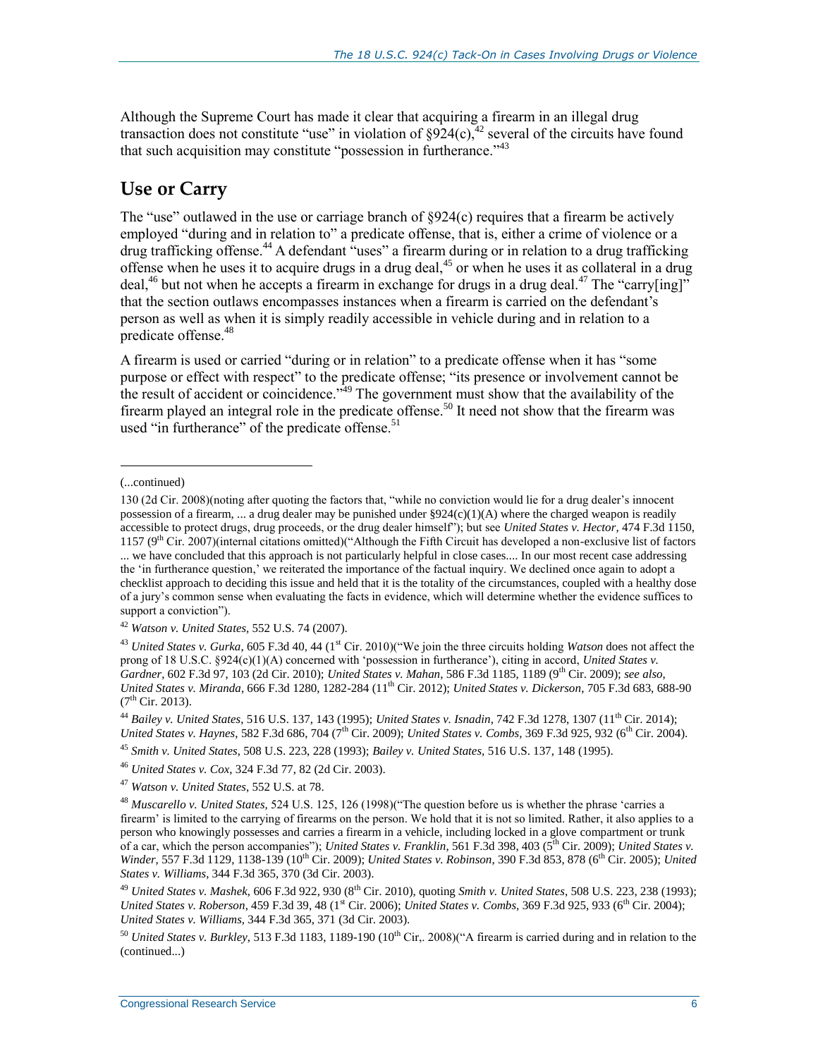Although the Supreme Court has made it clear that acquiring a firearm in an illegal drug transaction does not constitute "use" in violation of §924(c),[42] several of the circuits have found that such acquisition may constitute "possession in furtherance."[43]

## Use or Carry

The "use" outlawed in the use or carriage branch of §924(c) requires that a firearm be actively employed "during and in relation to" a predicate offense, that is, either a crime of violence or a drug trafficking offense.[44] A defendant "uses" a firearm during or in relation to a drug trafficking offense when he uses it to acquire drugs in a drug deal,[45] or when he uses it as collateral in a drug deal,[46] but not when he accepts a firearm in exchange for drugs in a drug deal.[47] The "carry[ing]" that the section outlaws encompasses instances when a firearm is carried on the defendant's person as well as when it is simply readily accessible in vehicle during and in relation to a predicate offense.[48]

A firearm is used or carried "during or in relation" to a predicate offense when it has "some purpose or effect with respect" to the predicate offense; "its presence or involvement cannot be the result of accident or coincidence."[49] The government must show that the availability of the firearm played an integral role in the predicate offense.[50] It need not show that the firearm was used "in furtherance" of the predicate offense.[51]

---

(...continued)

130 (2d Cir. 2008)(noting after quoting the factors that, "while no conviction would lie for a drug dealer's innocent possession of a firearm, ... a drug dealer may be punished under §924(c)(1)(A) where the charged weapon is readily accessible to protect drugs, drug proceeds, or the drug dealer himself"); but see *United States v. Hector*, 474 F.3d 1150, 1157 (9th Cir. 2007)(internal citations omitted)("Although the Fifth Circuit has developed a non-exclusive list of factors ... we have concluded that this approach is not particularly helpful in close cases.... In our most recent case addressing the 'in furtherance question,' we reiterated the importance of the factual inquiry. We declined once again to adopt a checklist approach to deciding this issue and held that it is the totality of the circumstances, coupled with a healthy dose of a jury's common sense when evaluating the facts in evidence, which will determine whether the evidence suffices to support a conviction").

[42] *Watson v. United States*, 552 U.S. 74 (2007).

[43] *United States v. Gurka*, 605 F.3d 40, 44 (1st Cir. 2010)("We join the three circuits holding *Watson* does not affect the prong of 18 U.S.C. §924(c)(1)(A) concerned with 'possession in furtherance'), citing in accord, *United States v. Gardner*, 602 F.3d 97, 103 (2d Cir. 2010); *United States v. Mahan*, 586 F.3d 1185, 1189 (9th Cir. 2009); *see also*, *United States v. Miranda*, 666 F.3d 1280, 1282-284 (11th Cir. 2012); *United States v. Dickerson*, 705 F.3d 683, 688-90 (7th Cir. 2013).

[44] *Bailey v. United States*, 516 U.S. 137, 143 (1995); *United States v. Isnadin*, 742 F.3d 1278, 1307 (11th Cir. 2014); *United States v. Haynes*, 582 F.3d 686, 704 (7th Cir. 2009); *United States v. Combs*, 369 F.3d 925, 932 (6th Cir. 2004).

[45] *Smith v. United States*, 508 U.S. 223, 228 (1993); *Bailey v. United States*, 516 U.S. 137, 148 (1995).

[46] *United States v. Cox*, 324 F.3d 77, 82 (2d Cir. 2003).

[47] *Watson v. United States*, 552 U.S. at 78.

[48] *Muscarello v. United States*, 524 U.S. 125, 126 (1998)("The question before us is whether the phrase 'carries a firearm' is limited to the carrying of firearms on the person. We hold that it is not so limited. Rather, it also applies to a person who knowingly possesses and carries a firearm in a vehicle, including locked in a glove compartment or trunk of a car, which the person accompanies"); *United States v. Franklin*, 561 F.3d 398, 403 (5th Cir. 2009); *United States v. Winder*, 557 F.3d 1129, 1138-139 (10th Cir. 2009); *United States v. Robinson*, 390 F.3d 853, 878 (6th Cir. 2005); *United States v. Williams*, 344 F.3d 365, 370 (3d Cir. 2003).

[49] *United States v. Mashek*, 606 F.3d 922, 930 (8th Cir. 2010), quoting *Smith v. United States*, 508 U.S. 223, 238 (1993); *United States v. Roberson*, 459 F.3d 39, 48 (1st Cir. 2006); *United States v. Combs*, 369 F.3d 925, 933 (6th Cir. 2004); *United States v. Williams*, 344 F.3d 365, 371 (3d Cir. 2003).

[50] *United States v. Burkley*, 513 F.3d 1183, 1189-190 (10th Cir,. 2008)("A firearm is carried during and in relation to the (continued...)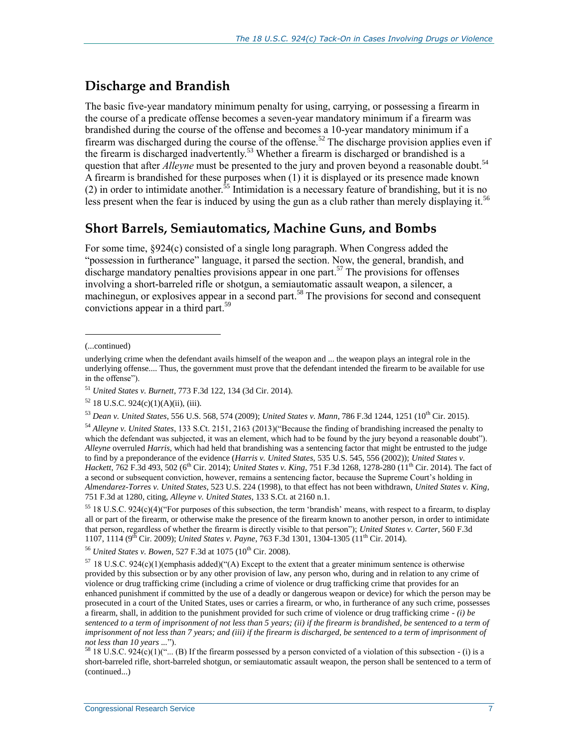## Discharge and Brandish

The basic five-year mandatory minimum penalty for using, carrying, or possessing a firearm in the course of a predicate offense becomes a seven-year mandatory minimum if a firearm was brandished during the course of the offense and becomes a 10-year mandatory minimum if a firearm was discharged during the course of the offense.[52] The discharge provision applies even if the firearm is discharged inadvertently.[53] Whether a firearm is discharged or brandished is a question that after *Alleyne* must be presented to the jury and proven beyond a reasonable doubt.[54] A firearm is brandished for these purposes when (1) it is displayed or its presence made known (2) in order to intimidate another.[55] Intimidation is a necessary feature of brandishing, but it is no less present when the fear is induced by using the gun as a club rather than merely displaying it.[56]

## Short Barrels, Semiautomatics, Machine Guns, and Bombs

For some time, §924(c) consisted of a single long paragraph. When Congress added the "possession in furtherance" language, it parsed the section. Now, the general, brandish, and discharge mandatory penalties provisions appear in one part.[57] The provisions for offenses involving a short-barreled rifle or shotgun, a semiautomatic assault weapon, a silencer, a machinegun, or explosives appear in a second part.[58] The provisions for second and consequent convictions appear in a third part.[59]

---

(...continued)

underlying crime when the defendant avails himself of the weapon and ... the weapon plays an integral role in the underlying offense.... Thus, the government must prove that the defendant intended the firearm to be available for use in the offense").

[51] *United States v. Burnett*, 773 F.3d 122, 134 (3d Cir. 2014).

[52] 18 U.S.C. 924(c)(1)(A)(ii), (iii).

[53] *Dean v. United States*, 556 U.S. 568, 574 (2009); *United States v. Mann*, 786 F.3d 1244, 1251 (10th Cir. 2015).

[54] *Alleyne v. United States*, 133 S.Ct. 2151, 2163 (2013)("Because the finding of brandishing increased the penalty to which the defendant was subjected, it was an element, which had to be found by the jury beyond a reasonable doubt"). *Alleyne* overruled *Harris*, which had held that brandishing was a sentencing factor that might be entrusted to the judge to find by a preponderance of the evidence (*Harris v. United States*, 535 U.S. 545, 556 (2002)); *United States v. Hackett*, 762 F.3d 493, 502 (6th Cir. 2014); *United States v. King*, 751 F.3d 1268, 1278-280 (11th Cir. 2014). The fact of a second or subsequent conviction, however, remains a sentencing factor, because the Supreme Court's holding in *Almendarez-Torres v. United States*, 523 U.S. 224 (1998), to that effect has not been withdrawn, *United States v. King*, 751 F.3d at 1280, citing, *Alleyne v. United States*, 133 S.Ct. at 2160 n.1.

[55] 18 U.S.C. 924(c)(4)("For purposes of this subsection, the term 'brandish' means, with respect to a firearm, to display all or part of the firearm, or otherwise make the presence of the firearm known to another person, in order to intimidate that person, regardless of whether the firearm is directly visible to that person"); *United States v. Carter*, 560 F.3d 1107, 1114 (9th Cir. 2009); *United States v. Payne*, 763 F.3d 1301, 1304-1305 (11th Cir. 2014).

[56] *United States v. Bowen*, 527 F.3d at 1075 (10th Cir. 2008).

[57] 18 U.S.C. 924(c)(1)(emphasis added)("(A) Except to the extent that a greater minimum sentence is otherwise provided by this subsection or by any other provision of law, any person who, during and in relation to any crime of violence or drug trafficking crime (including a crime of violence or drug trafficking crime that provides for an enhanced punishment if committed by the use of a deadly or dangerous weapon or device) for which the person may be prosecuted in a court of the United States, uses or carries a firearm, or who, in furtherance of any such crime, possesses a firearm, shall, in addition to the punishment provided for such crime of violence or drug trafficking crime - *(i) be sentenced to a term of imprisonment of not less than 5 years; (ii) if the firearm is brandished, be sentenced to a term of imprisonment of not less than 7 years; and (iii) if the firearm is discharged, be sentenced to a term of imprisonment of not less than 10 years* ...").

[58] 18 U.S.C. 924(c)(1)("... (B) If the firearm possessed by a person convicted of a violation of this subsection - (i) is a short-barreled rifle, short-barreled shotgun, or semiautomatic assault weapon, the person shall be sentenced to a term of (continued...)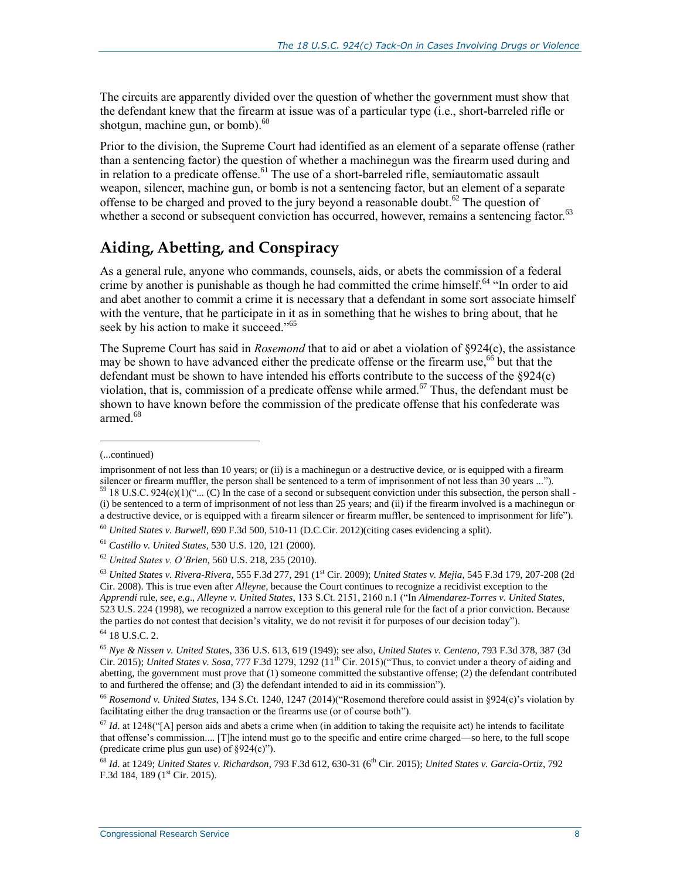The circuits are apparently divided over the question of whether the government must show that the defendant knew that the firearm at issue was of a particular type (i.e., short-barreled rifle or shotgun, machine gun, or bomb).[60]

Prior to the division, the Supreme Court had identified as an element of a separate offense (rather than a sentencing factor) the question of whether a machinegun was the firearm used during and in relation to a predicate offense.[61] The use of a short-barreled rifle, semiautomatic assault weapon, silencer, machine gun, or bomb is not a sentencing factor, but an element of a separate offense to be charged and proved to the jury beyond a reasonable doubt.[62] The question of whether a second or subsequent conviction has occurred, however, remains a sentencing factor.[63]

## Aiding, Abetting, and Conspiracy

As a general rule, anyone who commands, counsels, aids, or abets the commission of a federal crime by another is punishable as though he had committed the crime himself.[64] "In order to aid and abet another to commit a crime it is necessary that a defendant in some sort associate himself with the venture, that he participate in it as in something that he wishes to bring about, that he seek by his action to make it succeed."[65]

The Supreme Court has said in *Rosemond* that to aid or abet a violation of §924(c), the assistance may be shown to have advanced either the predicate offense or the firearm use,[66] but that the defendant must be shown to have intended his efforts contribute to the success of the §924(c) violation, that is, commission of a predicate offense while armed.[67] Thus, the defendant must be shown to have known before the commission of the predicate offense that his confederate was armed.[68]

---

(...continued)

imprisonment of not less than 10 years; or (ii) is a machinegun or a destructive device, or is equipped with a firearm silencer or firearm muffler, the person shall be sentenced to a term of imprisonment of not less than 30 years ...").

[59] 18 U.S.C. 924(c)(1)("... (C) In the case of a second or subsequent conviction under this subsection, the person shall - (i) be sentenced to a term of imprisonment of not less than 25 years; and (ii) if the firearm involved is a machinegun or a destructive device, or is equipped with a firearm silencer or firearm muffler, be sentenced to imprisonment for life").

[60] *United States v. Burwell*, 690 F.3d 500, 510-11 (D.C.Cir. 2012)(citing cases evidencing a split).

[61] *Castillo v. United States*, 530 U.S. 120, 121 (2000).

[62] *United States v. O'Brien*, 560 U.S. 218, 235 (2010).

[63] *United States v. Rivera-Rivera*, 555 F.3d 277, 291 (1st Cir. 2009); *United States v. Mejia*, 545 F.3d 179, 207-208 (2d Cir. 2008). This is true even after *Alleyne*, because the Court continues to recognize a recidivist exception to the *Apprendi* rule, *see, e.g*., *Alleyne v. United States*, 133 S.Ct. 2151, 2160 n.1 ("In *Almendarez-Torres v. United States*, 523 U.S. 224 (1998), we recognized a narrow exception to this general rule for the fact of a prior conviction. Because the parties do not contest that decision's vitality, we do not revisit it for purposes of our decision today").

[64] 18 U.S.C. 2.

[65] *Nye & Nissen v. United States*, 336 U.S. 613, 619 (1949); see also, *United States v. Centeno*, 793 F.3d 378, 387 (3d Cir. 2015); *United States v. Sosa*, 777 F.3d 1279, 1292 (11th Cir. 2015)("Thus, to convict under a theory of aiding and abetting, the government must prove that (1) someone committed the substantive offense; (2) the defendant contributed to and furthered the offense; and (3) the defendant intended to aid in its commission").

[66] *Rosemond v. United States*, 134 S.Ct. 1240, 1247 (2014)("Rosemond therefore could assist in §924(c)'s violation by facilitating either the drug transaction or the firearms use (or of course both").

[67] *Id*. at 1248("[A] person aids and abets a crime when (in addition to taking the requisite act) he intends to facilitate that offense's commission.... [T]he intend must go to the specific and entire crime charged—so here, to the full scope (predicate crime plus gun use) of §924(c)").

[68] *Id*. at 1249; *United States v. Richardson*, 793 F.3d 612, 630-31 (6th Cir. 2015); *United States v. Garcia-Ortiz*, 792 F.3d 184, 189 (1st Cir. 2015).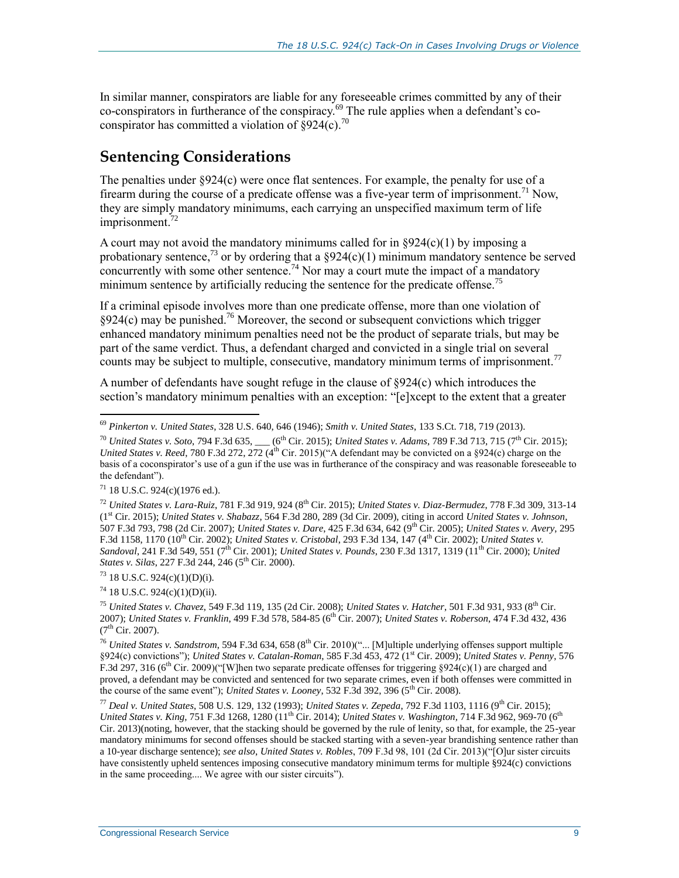In similar manner, conspirators are liable for any foreseeable crimes committed by any of their co-conspirators in furtherance of the conspiracy.[69] The rule applies when a defendant's co-conspirator has committed a violation of §924(c).[70]

## Sentencing Considerations

The penalties under §924(c) were once flat sentences. For example, the penalty for use of a firearm during the course of a predicate offense was a five-year term of imprisonment.[71] Now, they are simply mandatory minimums, each carrying an unspecified maximum term of life imprisonment.[72]

A court may not avoid the mandatory minimums called for in §924(c)(1) by imposing a probationary sentence,[73] or by ordering that a §924(c)(1) minimum mandatory sentence be served concurrently with some other sentence.[74] Nor may a court mute the impact of a mandatory minimum sentence by artificially reducing the sentence for the predicate offense.[75]

If a criminal episode involves more than one predicate offense, more than one violation of §924(c) may be punished.[76] Moreover, the second or subsequent convictions which trigger enhanced mandatory minimum penalties need not be the product of separate trials, but may be part of the same verdict. Thus, a defendant charged and convicted in a single trial on several counts may be subject to multiple, consecutive, mandatory minimum terms of imprisonment.[77]

A number of defendants have sought refuge in the clause of §924(c) which introduces the section's mandatory minimum penalties with an exception: "[e]xcept to the extent that a greater

---

[69] *Pinkerton v. United States*, 328 U.S. 640, 646 (1946); *Smith v. United States*, 133 S.Ct. 718, 719 (2013).

[70] *United States v. Soto*, 794 F.3d 635, ___ (6th Cir. 2015); *United States v. Adams*, 789 F.3d 713, 715 (7th Cir. 2015); *United States v. Reed*, 780 F.3d 272, 272 (4th Cir. 2015)("A defendant may be convicted on a §924(c) charge on the basis of a coconspirator's use of a gun if the use was in furtherance of the conspiracy and was reasonable foreseeable to the defendant").

[71] 18 U.S.C. 924(c)(1976 ed.).

[72] *United States v. Lara-Ruiz*, 781 F.3d 919, 924 (8th Cir. 2015); *United States v. Diaz-Bermudez*, 778 F.3d 309, 313-14 (1st Cir. 2015); *United States v. Shabazz*, 564 F.3d 280, 289 (3d Cir. 2009), citing in accord *United States v. Johnson*, 507 F.3d 793, 798 (2d Cir. 2007); *United States v. Dare*, 425 F.3d 634, 642 (9th Cir. 2005); *United States v. Avery*, 295 F.3d 1158, 1170 (10th Cir. 2002); *United States v. Cristobal*, 293 F.3d 134, 147 (4th Cir. 2002); *United States v. Sandoval*, 241 F.3d 549, 551 (7th Cir. 2001); *United States v. Pounds*, 230 F.3d 1317, 1319 (11th Cir. 2000); *United States v. Silas*, 227 F.3d 244, 246 (5th Cir. 2000).

[73] 18 U.S.C. 924(c)(1)(D)(i).

[74] 18 U.S.C. 924(c)(1)(D)(ii).

[75] *United States v. Chavez*, 549 F.3d 119, 135 (2d Cir. 2008); *United States v. Hatcher*, 501 F.3d 931, 933 (8th Cir. 2007); *United States v. Franklin*, 499 F.3d 578, 584-85 (6th Cir. 2007); *United States v. Roberson*, 474 F.3d 432, 436 (7th Cir. 2007).

[76] *United States v. Sandstrom*, 594 F.3d 634, 658 (8th Cir. 2010)("... [M]ultiple underlying offenses support multiple §924(c) convictions"); *United States v. Catalan-Roman*, 585 F.3d 453, 472 (1st Cir. 2009); *United States v. Penny*, 576 F.3d 297, 316 (6th Cir. 2009)("[W]hen two separate predicate offenses for triggering §924(c)(1) are charged and proved, a defendant may be convicted and sentenced for two separate crimes, even if both offenses were committed in the course of the same event"); *United States v. Looney*, 532 F.3d 392, 396 (5th Cir. 2008).

[77] *Deal v. United States*, 508 U.S. 129, 132 (1993); *United States v. Zepeda*, 792 F.3d 1103, 1116 (9th Cir. 2015); *United States v. King*, 751 F.3d 1268, 1280 (11th Cir. 2014); *United States v. Washington*, 714 F.3d 962, 969-70 (6th Cir. 2013)(noting, however, that the stacking should be governed by the rule of lenity, so that, for example, the 25-year mandatory minimums for second offenses should be stacked starting with a seven-year brandishing sentence rather than a 10-year discharge sentence); *see also*, *United States v. Robles*, 709 F.3d 98, 101 (2d Cir. 2013)("[O]ur sister circuits have consistently upheld sentences imposing consecutive mandatory minimum terms for multiple §924(c) convictions in the same proceeding.... We agree with our sister circuits").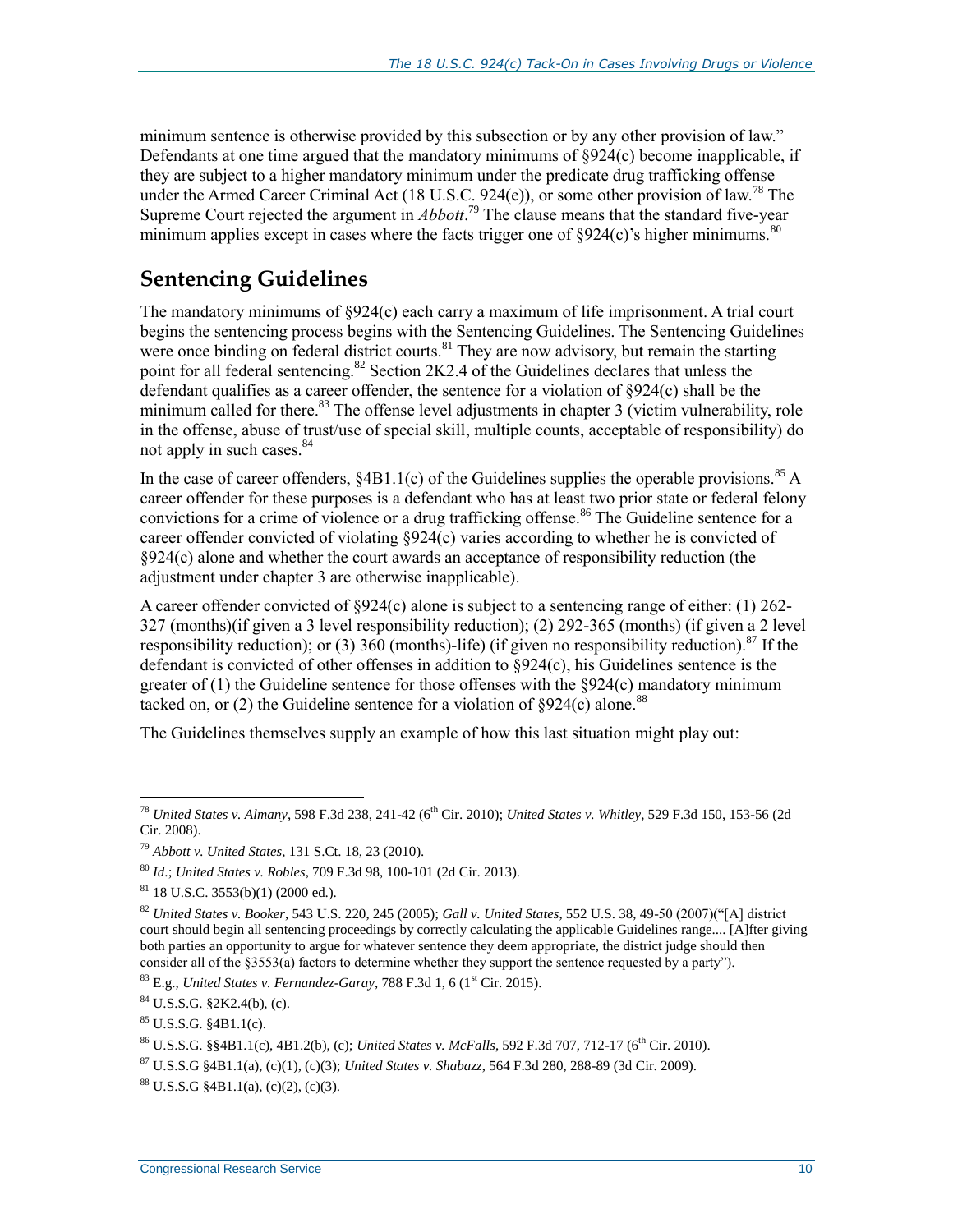minimum sentence is otherwise provided by this subsection or by any other provision of law." Defendants at one time argued that the mandatory minimums of §924(c) become inapplicable, if they are subject to a higher mandatory minimum under the predicate drug trafficking offense under the Armed Career Criminal Act (18 U.S.C. 924(e)), or some other provision of law.[78] The Supreme Court rejected the argument in *Abbott*.[79] The clause means that the standard five-year minimum applies except in cases where the facts trigger one of §924(c)'s higher minimums.[80]

## Sentencing Guidelines

The mandatory minimums of §924(c) each carry a maximum of life imprisonment. A trial court begins the sentencing process begins with the Sentencing Guidelines. The Sentencing Guidelines were once binding on federal district courts.[81] They are now advisory, but remain the starting point for all federal sentencing.[82] Section 2K2.4 of the Guidelines declares that unless the defendant qualifies as a career offender, the sentence for a violation of §924(c) shall be the minimum called for there.[83] The offense level adjustments in chapter 3 (victim vulnerability, role in the offense, abuse of trust/use of special skill, multiple counts, acceptable of responsibility) do not apply in such cases.[84]

In the case of career offenders, §4B1.1(c) of the Guidelines supplies the operable provisions.[85] A career offender for these purposes is a defendant who has at least two prior state or federal felony convictions for a crime of violence or a drug trafficking offense.[86] The Guideline sentence for a career offender convicted of violating §924(c) varies according to whether he is convicted of §924(c) alone and whether the court awards an acceptance of responsibility reduction (the adjustment under chapter 3 are otherwise inapplicable).

A career offender convicted of §924(c) alone is subject to a sentencing range of either: (1) 262-327 (months)(if given a 3 level responsibility reduction); (2) 292-365 (months) (if given a 2 level responsibility reduction); or (3) 360 (months)-life) (if given no responsibility reduction).[87] If the defendant is convicted of other offenses in addition to §924(c), his Guidelines sentence is the greater of (1) the Guideline sentence for those offenses with the §924(c) mandatory minimum tacked on, or (2) the Guideline sentence for a violation of §924(c) alone.[88]

The Guidelines themselves supply an example of how this last situation might play out:

---

[78] *United States v. Almany*, 598 F.3d 238, 241-42 (6th Cir. 2010); *United States v. Whitley*, 529 F.3d 150, 153-56 (2d Cir. 2008).

[79] *Abbott v. United States*, 131 S.Ct. 18, 23 (2010).

[80] *Id*.; *United States v. Robles*, 709 F.3d 98, 100-101 (2d Cir. 2013).

[81] 18 U.S.C. 3553(b)(1) (2000 ed.).

[82] *United States v. Booker*, 543 U.S. 220, 245 (2005); *Gall v. United States*, 552 U.S. 38, 49-50 (2007)("[A] district court should begin all sentencing proceedings by correctly calculating the applicable Guidelines range.... [A]fter giving both parties an opportunity to argue for whatever sentence they deem appropriate, the district judge should then consider all of the §3553(a) factors to determine whether they support the sentence requested by a party").

[83] E.g., *United States v. Fernandez-Garay*, 788 F.3d 1, 6 (1st Cir. 2015).

[84] U.S.S.G. §2K2.4(b), (c).

[85] U.S.S.G. §4B1.1(c).

[86] U.S.S.G. §§4B1.1(c), 4B1.2(b), (c); *United States v. McFalls*, 592 F.3d 707, 712-17 (6th Cir. 2010).

[87] U.S.S.G §4B1.1(a), (c)(1), (c)(3); *United States v. Shabazz*, 564 F.3d 280, 288-89 (3d Cir. 2009).

[88] U.S.S.G §4B1.1(a), (c)(2), (c)(3).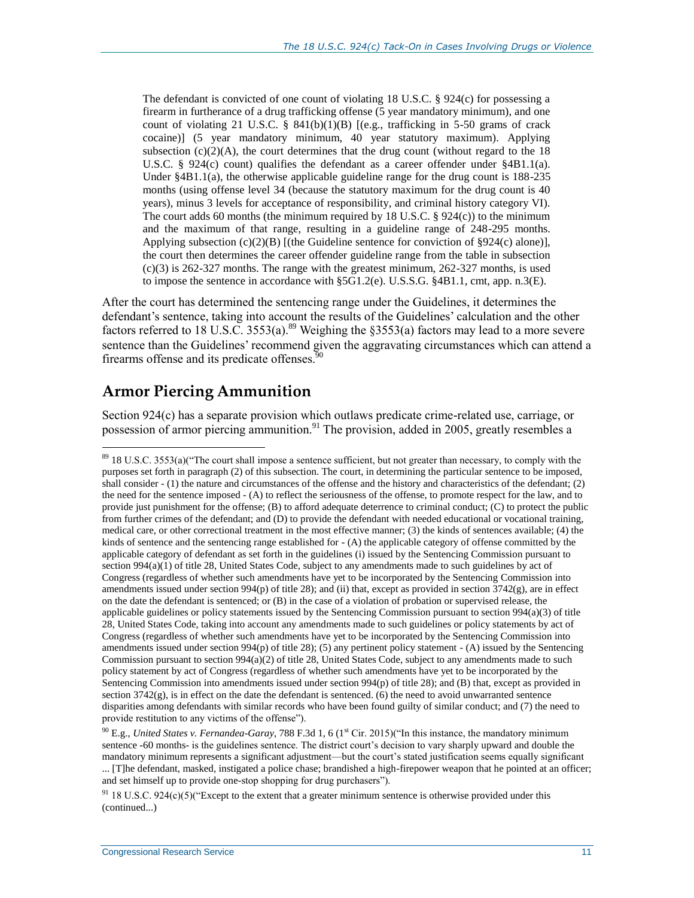> The defendant is convicted of one count of violating 18 U.S.C. § 924(c) for possessing a firearm in furtherance of a drug trafficking offense (5 year mandatory minimum), and one count of violating 21 U.S.C. § 841(b)(1)(B) [(e.g., trafficking in 5-50 grams of crack cocaine)] (5 year mandatory minimum, 40 year statutory maximum). Applying subsection (c)(2)(A), the court determines that the drug count (without regard to the 18 U.S.C. § 924(c) count) qualifies the defendant as a career offender under §4B1.1(a). Under §4B1.1(a), the otherwise applicable guideline range for the drug count is 188-235 months (using offense level 34 (because the statutory maximum for the drug count is 40 years), minus 3 levels for acceptance of responsibility, and criminal history category VI). The court adds 60 months (the minimum required by 18 U.S.C. § 924(c)) to the minimum and the maximum of that range, resulting in a guideline range of 248-295 months. Applying subsection (c)(2)(B) [(the Guideline sentence for conviction of §924(c) alone)], the court then determines the career offender guideline range from the table in subsection (c)(3) is 262-327 months. The range with the greatest minimum, 262-327 months, is used to impose the sentence in accordance with §5G1.2(e). U.S.S.G. §4B1.1, cmt, app. n.3(E).

After the court has determined the sentencing range under the Guidelines, it determines the defendant's sentence, taking into account the results of the Guidelines' calculation and the other factors referred to 18 U.S.C. 3553(a).[89] Weighing the §3553(a) factors may lead to a more severe sentence than the Guidelines' recommend given the aggravating circumstances which can attend a firearms offense and its predicate offenses.[90]

## Armor Piercing Ammunition

Section 924(c) has a separate provision which outlaws predicate crime-related use, carriage, or possession of armor piercing ammunition.[91] The provision, added in 2005, greatly resembles a

---

[89] 18 U.S.C. 3553(a)("The court shall impose a sentence sufficient, but not greater than necessary, to comply with the purposes set forth in paragraph (2) of this subsection. The court, in determining the particular sentence to be imposed, shall consider - (1) the nature and circumstances of the offense and the history and characteristics of the defendant; (2) the need for the sentence imposed - (A) to reflect the seriousness of the offense, to promote respect for the law, and to provide just punishment for the offense; (B) to afford adequate deterrence to criminal conduct; (C) to protect the public from further crimes of the defendant; and (D) to provide the defendant with needed educational or vocational training, medical care, or other correctional treatment in the most effective manner; (3) the kinds of sentences available; (4) the kinds of sentence and the sentencing range established for - (A) the applicable category of offense committed by the applicable category of defendant as set forth in the guidelines (i) issued by the Sentencing Commission pursuant to section 994(a)(1) of title 28, United States Code, subject to any amendments made to such guidelines by act of Congress (regardless of whether such amendments have yet to be incorporated by the Sentencing Commission into amendments issued under section 994(p) of title 28); and (ii) that, except as provided in section 3742(g), are in effect on the date the defendant is sentenced; or (B) in the case of a violation of probation or supervised release, the applicable guidelines or policy statements issued by the Sentencing Commission pursuant to section 994(a)(3) of title 28, United States Code, taking into account any amendments made to such guidelines or policy statements by act of Congress (regardless of whether such amendments have yet to be incorporated by the Sentencing Commission into amendments issued under section 994(p) of title 28); (5) any pertinent policy statement - (A) issued by the Sentencing Commission pursuant to section 994(a)(2) of title 28, United States Code, subject to any amendments made to such policy statement by act of Congress (regardless of whether such amendments have yet to be incorporated by the Sentencing Commission into amendments issued under section 994(p) of title 28); and (B) that, except as provided in section 3742(g), is in effect on the date the defendant is sentenced. (6) the need to avoid unwarranted sentence disparities among defendants with similar records who have been found guilty of similar conduct; and (7) the need to provide restitution to any victims of the offense").

[90] E.g., *United States v. Fernandea-Garay*, 788 F.3d 1, 6 (1st Cir. 2015)("In this instance, the mandatory minimum sentence -60 months- is the guidelines sentence. The district court's decision to vary sharply upward and double the mandatory minimum represents a significant adjustment—but the court's stated justification seems equally significant ... [T]he defendant, masked, instigated a police chase; brandished a high-firepower weapon that he pointed at an officer; and set himself up to provide one-stop shopping for drug purchasers").

[91] 18 U.S.C. 924(c)(5)("Except to the extent that a greater minimum sentence is otherwise provided under this (continued...)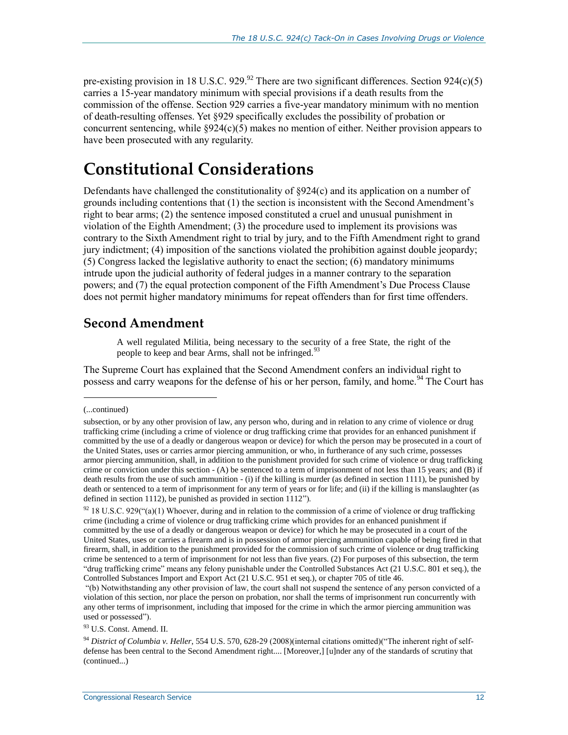pre-existing provision in 18 U.S.C. 929.[92] There are two significant differences. Section 924(c)(5) carries a 15-year mandatory minimum with special provisions if a death results from the commission of the offense. Section 929 carries a five-year mandatory minimum with no mention of death-resulting offenses. Yet §929 specifically excludes the possibility of probation or concurrent sentencing, while §924(c)(5) makes no mention of either. Neither provision appears to have been prosecuted with any regularity.

# Constitutional Considerations

Defendants have challenged the constitutionality of §924(c) and its application on a number of grounds including contentions that (1) the section is inconsistent with the Second Amendment's right to bear arms; (2) the sentence imposed constituted a cruel and unusual punishment in violation of the Eighth Amendment; (3) the procedure used to implement its provisions was contrary to the Sixth Amendment right to trial by jury, and to the Fifth Amendment right to grand jury indictment; (4) imposition of the sanctions violated the prohibition against double jeopardy; (5) Congress lacked the legislative authority to enact the section; (6) mandatory minimums intrude upon the judicial authority of federal judges in a manner contrary to the separation powers; and (7) the equal protection component of the Fifth Amendment's Due Process Clause does not permit higher mandatory minimums for repeat offenders than for first time offenders.

## Second Amendment

> A well regulated Militia, being necessary to the security of a free State, the right of the people to keep and bear Arms, shall not be infringed.[93]

The Supreme Court has explained that the Second Amendment confers an individual right to possess and carry weapons for the defense of his or her person, family, and home.[94] The Court has

---

(...continued)

subsection, or by any other provision of law, any person who, during and in relation to any crime of violence or drug trafficking crime (including a crime of violence or drug trafficking crime that provides for an enhanced punishment if committed by the use of a deadly or dangerous weapon or device) for which the person may be prosecuted in a court of the United States, uses or carries armor piercing ammunition, or who, in furtherance of any such crime, possesses armor piercing ammunition, shall, in addition to the punishment provided for such crime of violence or drug trafficking crime or conviction under this section - (A) be sentenced to a term of imprisonment of not less than 15 years; and (B) if death results from the use of such ammunition - (i) if the killing is murder (as defined in section 1111), be punished by death or sentenced to a term of imprisonment for any term of years or for life; and (ii) if the killing is manslaughter (as defined in section 1112), be punished as provided in section 1112").

[92] 18 U.S.C. 929("(a)(1) Whoever, during and in relation to the commission of a crime of violence or drug trafficking crime (including a crime of violence or drug trafficking crime which provides for an enhanced punishment if committed by the use of a deadly or dangerous weapon or device) for which he may be prosecuted in a court of the United States, uses or carries a firearm and is in possession of armor piercing ammunition capable of being fired in that firearm, shall, in addition to the punishment provided for the commission of such crime of violence or drug trafficking crime be sentenced to a term of imprisonment for not less than five years. (2) For purposes of this subsection, the term "drug trafficking crime" means any felony punishable under the Controlled Substances Act (21 U.S.C. 801 et seq.), the Controlled Substances Import and Export Act (21 U.S.C. 951 et seq.), or chapter 705 of title 46.

"(b) Notwithstanding any other provision of law, the court shall not suspend the sentence of any person convicted of a violation of this section, nor place the person on probation, nor shall the terms of imprisonment run concurrently with any other terms of imprisonment, including that imposed for the crime in which the armor piercing ammunition was used or possessed").

[93] U.S. Const. Amend. II.

[94] *District of Columbia v. Heller*, 554 U.S. 570, 628-29 (2008)(internal citations omitted)("The inherent right of self-defense has been central to the Second Amendment right.... [Moreover,] [u]nder any of the standards of scrutiny that (continued...)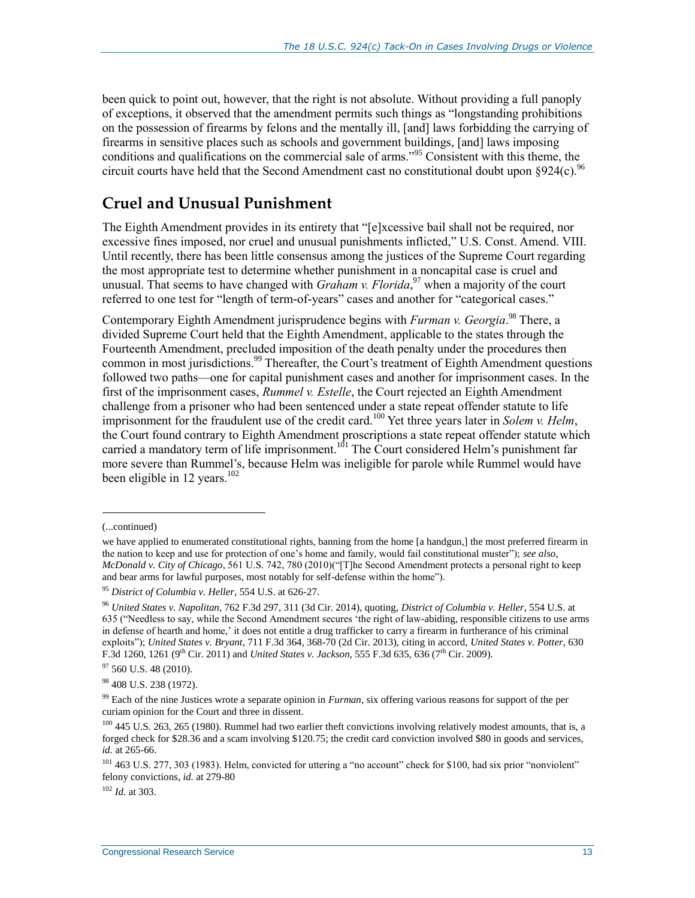been quick to point out, however, that the right is not absolute. Without providing a full panoply of exceptions, it observed that the amendment permits such things as "longstanding prohibitions on the possession of firearms by felons and the mentally ill, [and] laws forbidding the carrying of firearms in sensitive places such as schools and government buildings, [and] laws imposing conditions and qualifications on the commercial sale of arms."[95] Consistent with this theme, the circuit courts have held that the Second Amendment cast no constitutional doubt upon §924(c).[96]

## Cruel and Unusual Punishment

The Eighth Amendment provides in its entirety that "[e]xcessive bail shall not be required, nor excessive fines imposed, nor cruel and unusual punishments inflicted," U.S. Const. Amend. VIII. Until recently, there has been little consensus among the justices of the Supreme Court regarding the most appropriate test to determine whether punishment in a noncapital case is cruel and unusual. That seems to have changed with *Graham v. Florida*,[97] when a majority of the court referred to one test for "length of term-of-years" cases and another for "categorical cases."

Contemporary Eighth Amendment jurisprudence begins with *Furman v. Georgia*.[98] There, a divided Supreme Court held that the Eighth Amendment, applicable to the states through the Fourteenth Amendment, precluded imposition of the death penalty under the procedures then common in most jurisdictions.[99] Thereafter, the Court's treatment of Eighth Amendment questions followed two paths—one for capital punishment cases and another for imprisonment cases. In the first of the imprisonment cases, *Rummel v. Estelle*, the Court rejected an Eighth Amendment challenge from a prisoner who had been sentenced under a state repeat offender statute to life imprisonment for the fraudulent use of the credit card.[100] Yet three years later in *Solem v. Helm*, the Court found contrary to Eighth Amendment proscriptions a state repeat offender statute which carried a mandatory term of life imprisonment.[101] The Court considered Helm's punishment far more severe than Rummel's, because Helm was ineligible for parole while Rummel would have been eligible in 12 years.[102]

---

(...continued)

we have applied to enumerated constitutional rights, banning from the home [a handgun,] the most preferred firearm in the nation to keep and use for protection of one's home and family, would fail constitutional muster"); *see also*, *McDonald v. City of Chicago*, 561 U.S. 742, 780 (2010)("[T]he Second Amendment protects a personal right to keep and bear arms for lawful purposes, most notably for self-defense within the home").

[95] *District of Columbia v. Heller*, 554 U.S. at 626-27.

[96] *United States v. Napolitan*, 762 F.3d 297, 311 (3d Cir. 2014), quoting, *District of Columbia v. Heller*, 554 U.S. at 635 ("Needless to say, while the Second Amendment secures 'the right of law-abiding, responsible citizens to use arms in defense of hearth and home,' it does not entitle a drug trafficker to carry a firearm in furtherance of his criminal exploits"); *United States v. Bryant*, 711 F.3d 364, 368-70 (2d Cir. 2013), citing in accord, *United States v. Potter*, 630 F.3d 1260, 1261 (9th Cir. 2011) and *United States v. Jackson*, 555 F.3d 635, 636 (7th Cir. 2009).

[97] 560 U.S. 48 (2010).

[98] 408 U.S. 238 (1972).

[99] Each of the nine Justices wrote a separate opinion in *Furman*, six offering various reasons for support of the per curiam opinion for the Court and three in dissent.

[100] 445 U.S. 263, 265 (1980). Rummel had two earlier theft convictions involving relatively modest amounts, that is, a forged check for $28.36 and a scam involving $120.75; the credit card conviction involved $80 in goods and services, *id.* at 265-66.

[101] 463 U.S. 277, 303 (1983). Helm, convicted for uttering a "no account" check for $100, had six prior "nonviolent" felony convictions, *id.* at 279-80

[102] *Id.* at 303.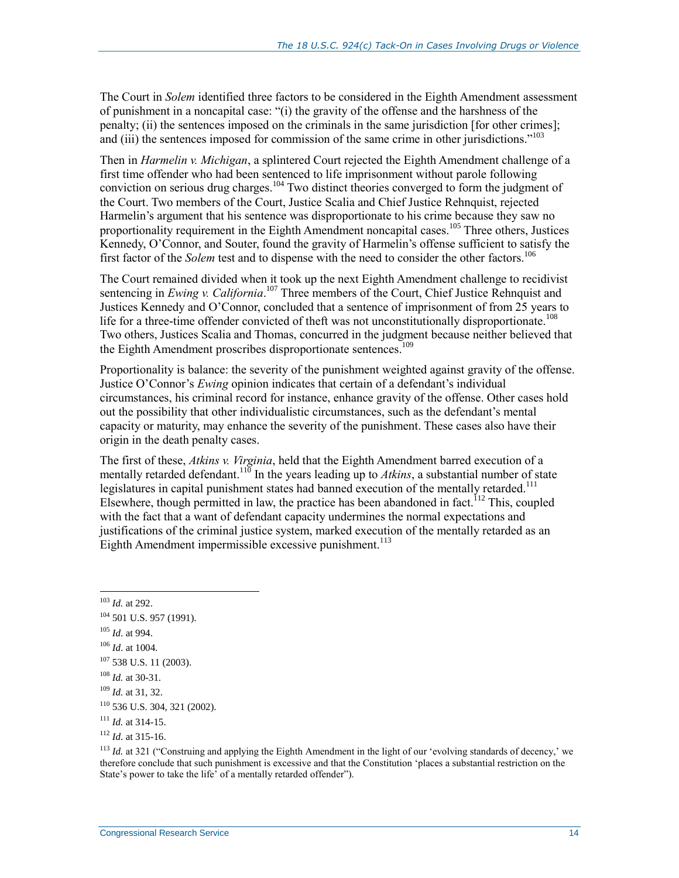The Court in *Solem* identified three factors to be considered in the Eighth Amendment assessment of punishment in a noncapital case: "(i) the gravity of the offense and the harshness of the penalty; (ii) the sentences imposed on the criminals in the same jurisdiction [for other crimes]; and (iii) the sentences imposed for commission of the same crime in other jurisdictions."[103]

Then in *Harmelin v. Michigan*, a splintered Court rejected the Eighth Amendment challenge of a first time offender who had been sentenced to life imprisonment without parole following conviction on serious drug charges.[104] Two distinct theories converged to form the judgment of the Court. Two members of the Court, Justice Scalia and Chief Justice Rehnquist, rejected Harmelin's argument that his sentence was disproportionate to his crime because they saw no proportionality requirement in the Eighth Amendment noncapital cases.[105] Three others, Justices Kennedy, O'Connor, and Souter, found the gravity of Harmelin's offense sufficient to satisfy the first factor of the *Solem* test and to dispense with the need to consider the other factors.[106]

The Court remained divided when it took up the next Eighth Amendment challenge to recidivist sentencing in *Ewing v. California*.[107] Three members of the Court, Chief Justice Rehnquist and Justices Kennedy and O'Connor, concluded that a sentence of imprisonment of from 25 years to life for a three-time offender convicted of theft was not unconstitutionally disproportionate.[108] Two others, Justices Scalia and Thomas, concurred in the judgment because neither believed that the Eighth Amendment proscribes disproportionate sentences.[109]

Proportionality is balance: the severity of the punishment weighted against gravity of the offense. Justice O'Connor's *Ewing* opinion indicates that certain of a defendant's individual circumstances, his criminal record for instance, enhance gravity of the offense. Other cases hold out the possibility that other individualistic circumstances, such as the defendant's mental capacity or maturity, may enhance the severity of the punishment. These cases also have their origin in the death penalty cases.

The first of these, *Atkins v. Virginia*, held that the Eighth Amendment barred execution of a mentally retarded defendant.[110] In the years leading up to *Atkins*, a substantial number of state legislatures in capital punishment states had banned execution of the mentally retarded.[111] Elsewhere, though permitted in law, the practice has been abandoned in fact.[112] This, coupled with the fact that a want of defendant capacity undermines the normal expectations and justifications of the criminal justice system, marked execution of the mentally retarded as an Eighth Amendment impermissible excessive punishment.[113]

---

[103] *Id.* at 292.

[104] 501 U.S. 957 (1991).

[105] *Id*. at 994.

[106] *Id*. at 1004.

[107] 538 U.S. 11 (2003).

[108] *Id.* at 30-31.

[109] *Id.* at 31, 32.

[110] 536 U.S. 304, 321 (2002).

[111] *Id.* at 314-15.

[112] *Id*. at 315-16.

[113] *Id.* at 321 ("Construing and applying the Eighth Amendment in the light of our 'evolving standards of decency,' we therefore conclude that such punishment is excessive and that the Constitution 'places a substantial restriction on the State's power to take the life' of a mentally retarded offender").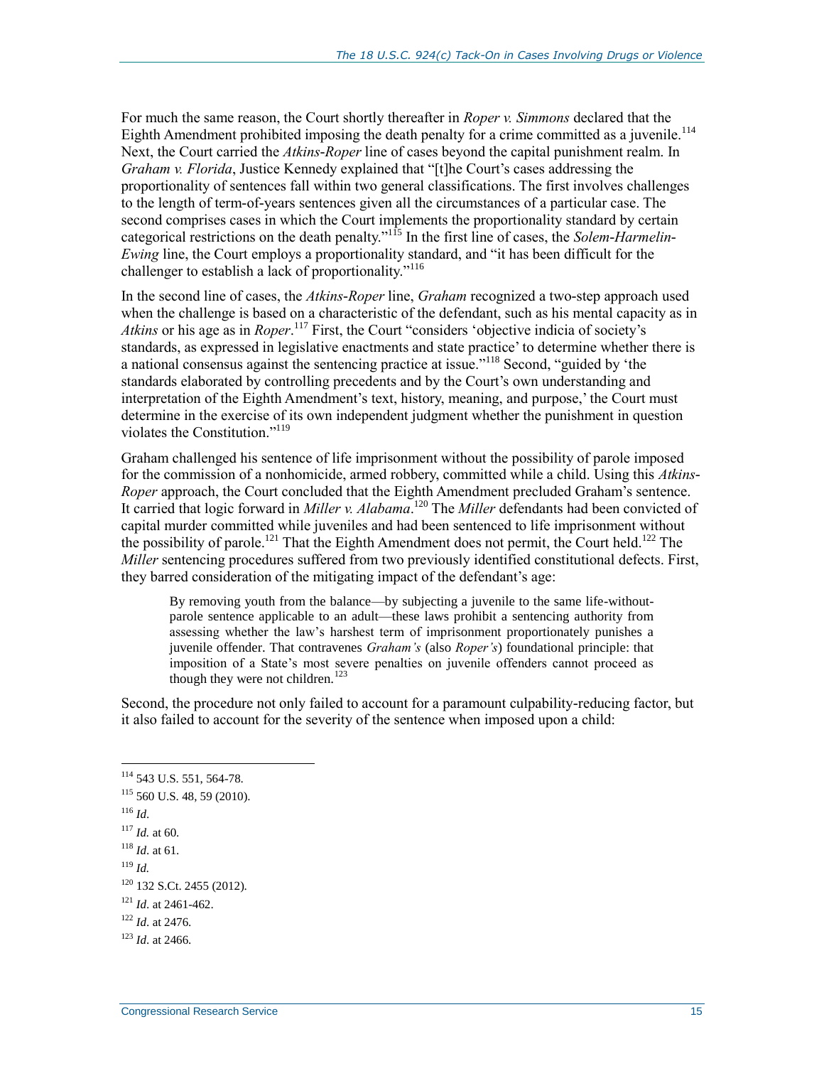For much the same reason, the Court shortly thereafter in *Roper v. Simmons* declared that the Eighth Amendment prohibited imposing the death penalty for a crime committed as a juvenile.[114] Next, the Court carried the *Atkins-Roper* line of cases beyond the capital punishment realm. In *Graham v. Florida*, Justice Kennedy explained that "[t]he Court's cases addressing the proportionality of sentences fall within two general classifications. The first involves challenges to the length of term-of-years sentences given all the circumstances of a particular case. The second comprises cases in which the Court implements the proportionality standard by certain categorical restrictions on the death penalty."[115] In the first line of cases, the *Solem-Harmelin-Ewing* line, the Court employs a proportionality standard, and "it has been difficult for the challenger to establish a lack of proportionality."[116]

In the second line of cases, the *Atkins-Roper* line, *Graham* recognized a two-step approach used when the challenge is based on a characteristic of the defendant, such as his mental capacity as in *Atkins* or his age as in *Roper*.[117] First, the Court "considers 'objective indicia of society's standards, as expressed in legislative enactments and state practice' to determine whether there is a national consensus against the sentencing practice at issue."[118] Second, "guided by 'the standards elaborated by controlling precedents and by the Court's own understanding and interpretation of the Eighth Amendment's text, history, meaning, and purpose,' the Court must determine in the exercise of its own independent judgment whether the punishment in question violates the Constitution."[119]

Graham challenged his sentence of life imprisonment without the possibility of parole imposed for the commission of a nonhomicide, armed robbery, committed while a child. Using this *Atkins-Roper* approach, the Court concluded that the Eighth Amendment precluded Graham's sentence. It carried that logic forward in *Miller v. Alabama*.[120] The *Miller* defendants had been convicted of capital murder committed while juveniles and had been sentenced to life imprisonment without the possibility of parole.[121] That the Eighth Amendment does not permit, the Court held.[122] The *Miller* sentencing procedures suffered from two previously identified constitutional defects. First, they barred consideration of the mitigating impact of the defendant's age:

> By removing youth from the balance—by subjecting a juvenile to the same life-without-parole sentence applicable to an adult—these laws prohibit a sentencing authority from assessing whether the law's harshest term of imprisonment proportionately punishes a juvenile offender. That contravenes *Graham's* (also *Roper's*) foundational principle: that imposition of a State's most severe penalties on juvenile offenders cannot proceed as though they were not children.[123]

Second, the procedure not only failed to account for a paramount culpability-reducing factor, but it also failed to account for the severity of the sentence when imposed upon a child:

---

[114] 543 U.S. 551, 564-78.

[115] 560 U.S. 48, 59 (2010).

[116] *Id*.

[117] *Id.* at 60.

[118] *Id*. at 61.

[119] *Id.*

[120] 132 S.Ct. 2455 (2012).

[121] *Id*. at 2461-462.

[122] *Id*. at 2476.

[123] *Id*. at 2466.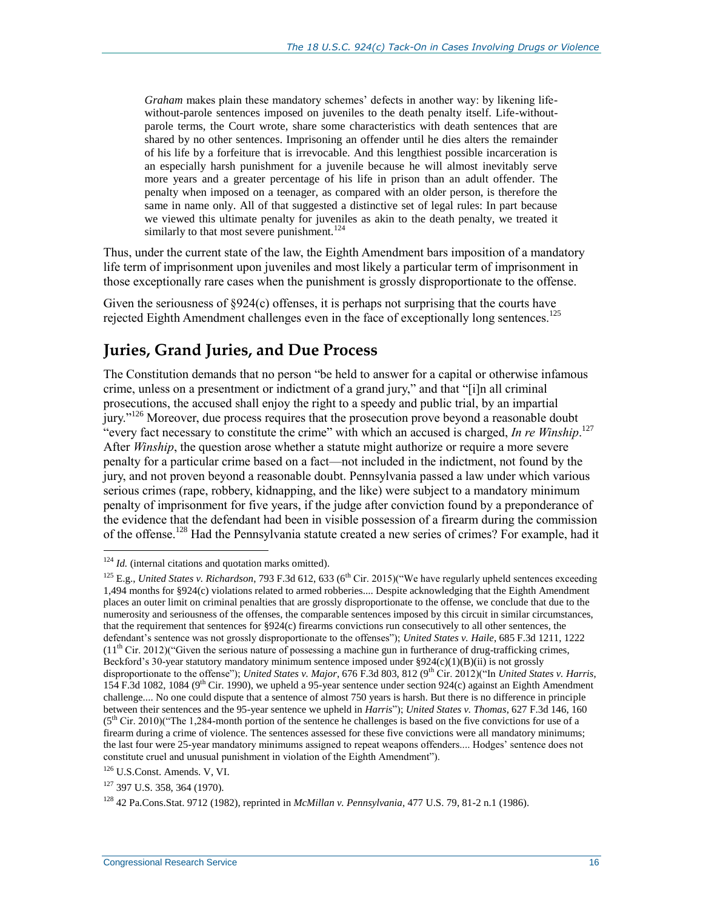> *Graham* makes plain these mandatory schemes' defects in another way: by likening life-without-parole sentences imposed on juveniles to the death penalty itself. Life-without-parole terms, the Court wrote, share some characteristics with death sentences that are shared by no other sentences. Imprisoning an offender until he dies alters the remainder of his life by a forfeiture that is irrevocable. And this lengthiest possible incarceration is an especially harsh punishment for a juvenile because he will almost inevitably serve more years and a greater percentage of his life in prison than an adult offender. The penalty when imposed on a teenager, as compared with an older person, is therefore the same in name only. All of that suggested a distinctive set of legal rules: In part because we viewed this ultimate penalty for juveniles as akin to the death penalty, we treated it similarly to that most severe punishment.[124]

Thus, under the current state of the law, the Eighth Amendment bars imposition of a mandatory life term of imprisonment upon juveniles and most likely a particular term of imprisonment in those exceptionally rare cases when the punishment is grossly disproportionate to the offense.

Given the seriousness of §924(c) offenses, it is perhaps not surprising that the courts have rejected Eighth Amendment challenges even in the face of exceptionally long sentences.[125]

## Juries, Grand Juries, and Due Process

The Constitution demands that no person "be held to answer for a capital or otherwise infamous crime, unless on a presentment or indictment of a grand jury," and that "[i]n all criminal prosecutions, the accused shall enjoy the right to a speedy and public trial, by an impartial jury."[126] Moreover, due process requires that the prosecution prove beyond a reasonable doubt "every fact necessary to constitute the crime" with which an accused is charged, *In re Winship*.[127] After *Winship*, the question arose whether a statute might authorize or require a more severe penalty for a particular crime based on a fact—not included in the indictment, not found by the jury, and not proven beyond a reasonable doubt. Pennsylvania passed a law under which various serious crimes (rape, robbery, kidnapping, and the like) were subject to a mandatory minimum penalty of imprisonment for five years, if the judge after conviction found by a preponderance of the evidence that the defendant had been in visible possession of a firearm during the commission of the offense.[128] Had the Pennsylvania statute created a new series of crimes? For example, had it

---

[124] *Id.* (internal citations and quotation marks omitted).

[125] E.g., *United States v. Richardson*, 793 F.3d 612, 633 (6th Cir. 2015)("We have regularly upheld sentences exceeding 1,494 months for §924(c) violations related to armed robberies.... Despite acknowledging that the Eighth Amendment places an outer limit on criminal penalties that are grossly disproportionate to the offense, we conclude that due to the numerosity and seriousness of the offenses, the comparable sentences imposed by this circuit in similar circumstances, that the requirement that sentences for §924(c) firearms convictions run consecutively to all other sentences, the defendant's sentence was not grossly disproportionate to the offenses"); *United States v. Haile*, 685 F.3d 1211, 1222 (11th Cir. 2012)("Given the serious nature of possessing a machine gun in furtherance of drug-trafficking crimes, Beckford's 30-year statutory mandatory minimum sentence imposed under §924(c)(1)(B)(ii) is not grossly disproportionate to the offense"); *United States v. Major*, 676 F.3d 803, 812 (9th Cir. 2012)("In *United States v. Harris*, 154 F.3d 1082, 1084 (9th Cir. 1990), we upheld a 95-year sentence under section 924(c) against an Eighth Amendment challenge.... No one could dispute that a sentence of almost 750 years is harsh. But there is no difference in principle between their sentences and the 95-year sentence we upheld in *Harris*"); *United States v. Thomas*, 627 F.3d 146, 160 (5th Cir. 2010)("The 1,284-month portion of the sentence he challenges is based on the five convictions for use of a firearm during a crime of violence. The sentences assessed for these five convictions were all mandatory minimums; the last four were 25-year mandatory minimums assigned to repeat weapons offenders.... Hodges' sentence does not constitute cruel and unusual punishment in violation of the Eighth Amendment").

[126] U.S.Const. Amends. V, VI.

[127] 397 U.S. 358, 364 (1970).

[128] 42 Pa.Cons.Stat. 9712 (1982), reprinted in *McMillan v. Pennsylvania*, 477 U.S. 79, 81-2 n.1 (1986).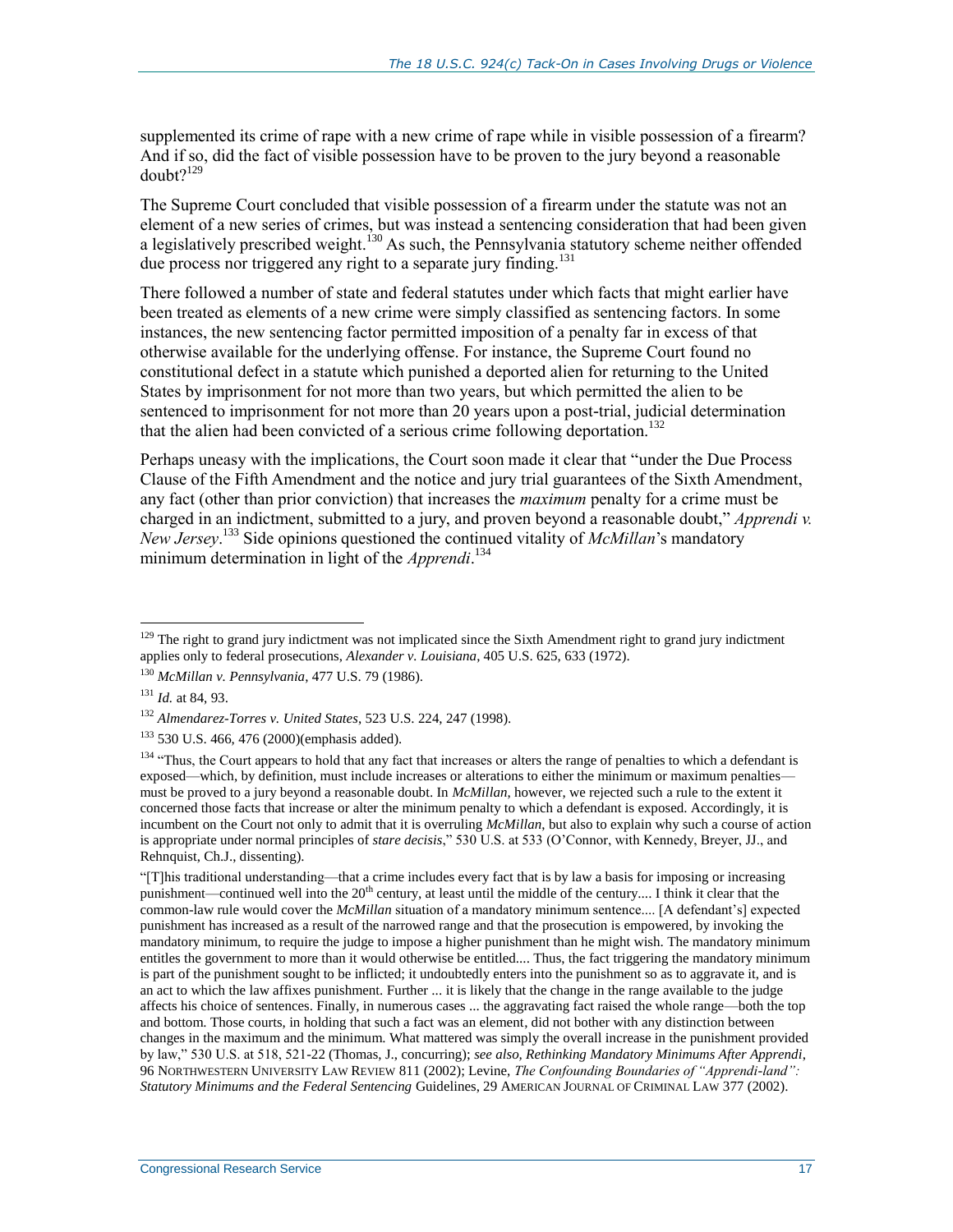supplemented its crime of rape with a new crime of rape while in visible possession of a firearm? And if so, did the fact of visible possession have to be proven to the jury beyond a reasonable doubt?[129]

The Supreme Court concluded that visible possession of a firearm under the statute was not an element of a new series of crimes, but was instead a sentencing consideration that had been given a legislatively prescribed weight.[130] As such, the Pennsylvania statutory scheme neither offended due process nor triggered any right to a separate jury finding.[131]

There followed a number of state and federal statutes under which facts that might earlier have been treated as elements of a new crime were simply classified as sentencing factors. In some instances, the new sentencing factor permitted imposition of a penalty far in excess of that otherwise available for the underlying offense. For instance, the Supreme Court found no constitutional defect in a statute which punished a deported alien for returning to the United States by imprisonment for not more than two years, but which permitted the alien to be sentenced to imprisonment for not more than 20 years upon a post-trial, judicial determination that the alien had been convicted of a serious crime following deportation.[132]

Perhaps uneasy with the implications, the Court soon made it clear that "under the Due Process Clause of the Fifth Amendment and the notice and jury trial guarantees of the Sixth Amendment, any fact (other than prior conviction) that increases the *maximum* penalty for a crime must be charged in an indictment, submitted to a jury, and proven beyond a reasonable doubt," *Apprendi v. New Jersey*.[133] Side opinions questioned the continued vitality of *McMillan*'s mandatory minimum determination in light of the *Apprendi*.[134]

---

[129] The right to grand jury indictment was not implicated since the Sixth Amendment right to grand jury indictment applies only to federal prosecutions, *Alexander v. Louisiana*, 405 U.S. 625, 633 (1972).

[130] *McMillan v. Pennsylvania*, 477 U.S. 79 (1986).

[131] *Id.* at 84, 93.

[132] *Almendarez-Torres v. United States*, 523 U.S. 224, 247 (1998).

[133] 530 U.S. 466, 476 (2000)(emphasis added).

[134] "Thus, the Court appears to hold that any fact that increases or alters the range of penalties to which a defendant is exposed—which, by definition, must include increases or alterations to either the minimum or maximum penalties—must be proved to a jury beyond a reasonable doubt. In *McMillan*, however, we rejected such a rule to the extent it concerned those facts that increase or alter the minimum penalty to which a defendant is exposed. Accordingly, it is incumbent on the Court not only to admit that it is overruling *McMillan*, but also to explain why such a course of action is appropriate under normal principles of *stare decisis*," 530 U.S. at 533 (O'Connor, with Kennedy, Breyer, JJ., and Rehnquist, Ch.J., dissenting).

"[T]his traditional understanding—that a crime includes every fact that is by law a basis for imposing or increasing punishment—continued well into the 20th century, at least until the middle of the century.... I think it clear that the common-law rule would cover the *McMillan* situation of a mandatory minimum sentence.... [A defendant's] expected punishment has increased as a result of the narrowed range and that the prosecution is empowered, by invoking the mandatory minimum, to require the judge to impose a higher punishment than he might wish. The mandatory minimum entitles the government to more than it would otherwise be entitled.... Thus, the fact triggering the mandatory minimum is part of the punishment sought to be inflicted; it undoubtedly enters into the punishment so as to aggravate it, and is an act to which the law affixes punishment. Further ... it is likely that the change in the range available to the judge affects his choice of sentences. Finally, in numerous cases ... the aggravating fact raised the whole range—both the top and bottom. Those courts, in holding that such a fact was an element, did not bother with any distinction between changes in the maximum and the minimum. What mattered was simply the overall increase in the punishment provided by law," 530 U.S. at 518, 521-22 (Thomas, J., concurring); *see also, Rethinking Mandatory Minimums After Apprendi*, 96 NORTHWESTERN UNIVERSITY LAW REVIEW 811 (2002); Levine, *The Confounding Boundaries of "Apprendi-land": Statutory Minimums and the Federal Sentencing* Guidelines, 29 AMERICAN JOURNAL OF CRIMINAL LAW 377 (2002).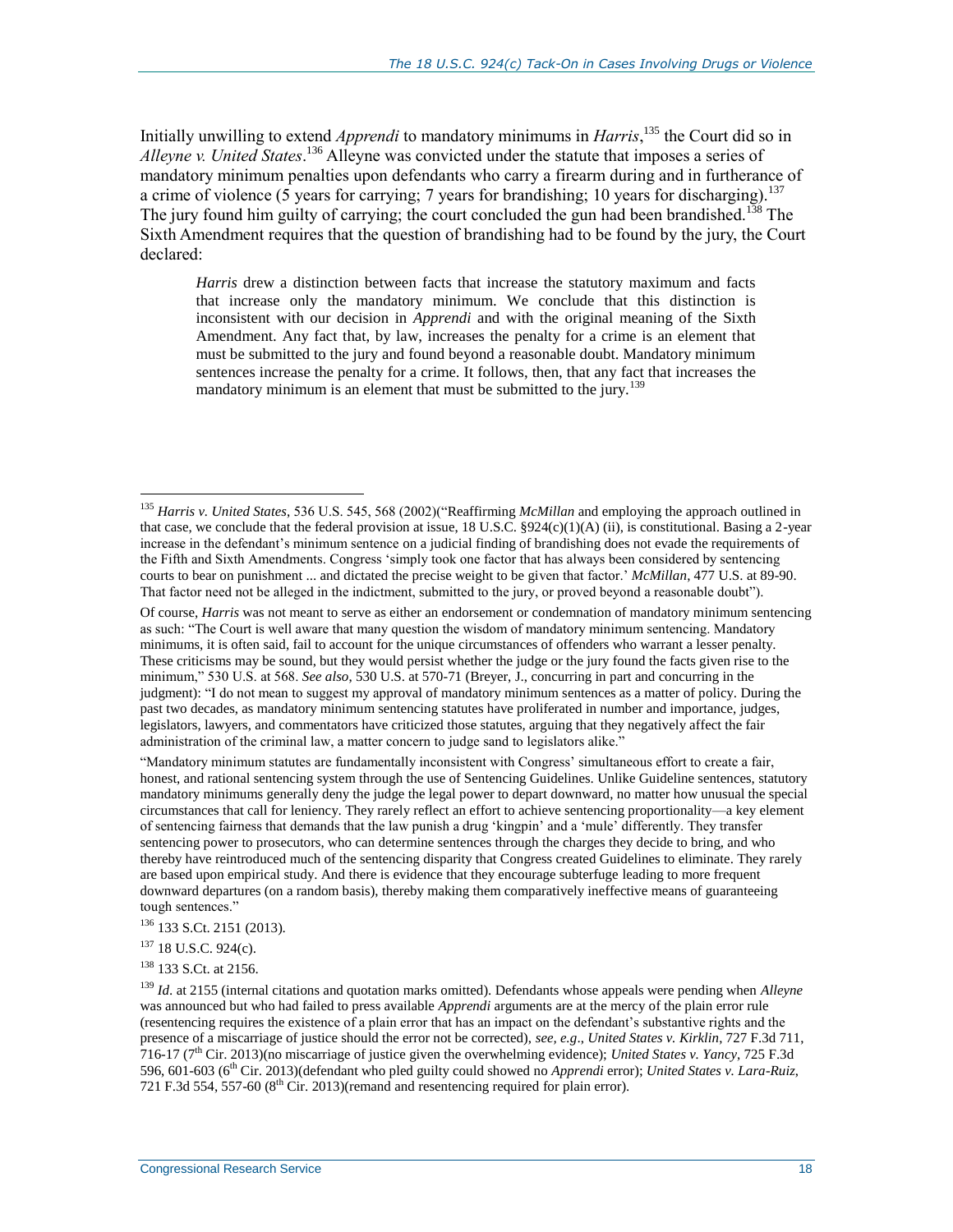Initially unwilling to extend *Apprendi* to mandatory minimums in *Harris*,[135] the Court did so in *Alleyne v. United States*.[136] Alleyne was convicted under the statute that imposes a series of mandatory minimum penalties upon defendants who carry a firearm during and in furtherance of a crime of violence (5 years for carrying; 7 years for brandishing; 10 years for discharging).[137] The jury found him guilty of carrying; the court concluded the gun had been brandished.[138] The Sixth Amendment requires that the question of brandishing had to be found by the jury, the Court declared:

> *Harris* drew a distinction between facts that increase the statutory maximum and facts that increase only the mandatory minimum. We conclude that this distinction is inconsistent with our decision in *Apprendi* and with the original meaning of the Sixth Amendment. Any fact that, by law, increases the penalty for a crime is an element that must be submitted to the jury and found beyond a reasonable doubt. Mandatory minimum sentences increase the penalty for a crime. It follows, then, that any fact that increases the mandatory minimum is an element that must be submitted to the jury.[139]

---

[135] *Harris v. United States*, 536 U.S. 545, 568 (2002)("Reaffirming *McMillan* and employing the approach outlined in that case, we conclude that the federal provision at issue, 18 U.S.C. §924(c)(1)(A) (ii), is constitutional. Basing a 2-year increase in the defendant's minimum sentence on a judicial finding of brandishing does not evade the requirements of the Fifth and Sixth Amendments. Congress 'simply took one factor that has always been considered by sentencing courts to bear on punishment ... and dictated the precise weight to be given that factor.' *McMillan*, 477 U.S. at 89-90. That factor need not be alleged in the indictment, submitted to the jury, or proved beyond a reasonable doubt").

Of course, *Harris* was not meant to serve as either an endorsement or condemnation of mandatory minimum sentencing as such: "The Court is well aware that many question the wisdom of mandatory minimum sentencing. Mandatory minimums, it is often said, fail to account for the unique circumstances of offenders who warrant a lesser penalty. These criticisms may be sound, but they would persist whether the judge or the jury found the facts given rise to the minimum," 530 U.S. at 568. *See also*, 530 U.S. at 570-71 (Breyer, J., concurring in part and concurring in the judgment): "I do not mean to suggest my approval of mandatory minimum sentences as a matter of policy. During the past two decades, as mandatory minimum sentencing statutes have proliferated in number and importance, judges, legislators, lawyers, and commentators have criticized those statutes, arguing that they negatively affect the fair administration of the criminal law, a matter concern to judge sand to legislators alike."

"Mandatory minimum statutes are fundamentally inconsistent with Congress' simultaneous effort to create a fair, honest, and rational sentencing system through the use of Sentencing Guidelines. Unlike Guideline sentences, statutory mandatory minimums generally deny the judge the legal power to depart downward, no matter how unusual the special circumstances that call for leniency. They rarely reflect an effort to achieve sentencing proportionality—a key element of sentencing fairness that demands that the law punish a drug 'kingpin' and a 'mule' differently. They transfer sentencing power to prosecutors, who can determine sentences through the charges they decide to bring, and who thereby have reintroduced much of the sentencing disparity that Congress created Guidelines to eliminate. They rarely are based upon empirical study. And there is evidence that they encourage subterfuge leading to more frequent downward departures (on a random basis), thereby making them comparatively ineffective means of guaranteeing tough sentences."

[136] 133 S.Ct. 2151 (2013).

[137] 18 U.S.C. 924(c).

[138] 133 S.Ct. at 2156.

[139] *Id.* at 2155 (internal citations and quotation marks omitted). Defendants whose appeals were pending when *Alleyne* was announced but who had failed to press available *Apprendi* arguments are at the mercy of the plain error rule (resentencing requires the existence of a plain error that has an impact on the defendant's substantive rights and the presence of a miscarriage of justice should the error not be corrected), *see, e.g.*, *United States v. Kirklin*, 727 F.3d 711, 716-17 (7th Cir. 2013)(no miscarriage of justice given the overwhelming evidence); *United States v. Yancy*, 725 F.3d 596, 601-603 (6th Cir. 2013)(defendant who pled guilty could showed no *Apprendi* error); *United States v. Lara-Ruiz*, 721 F.3d 554, 557-60 (8th Cir. 2013)(remand and resentencing required for plain error).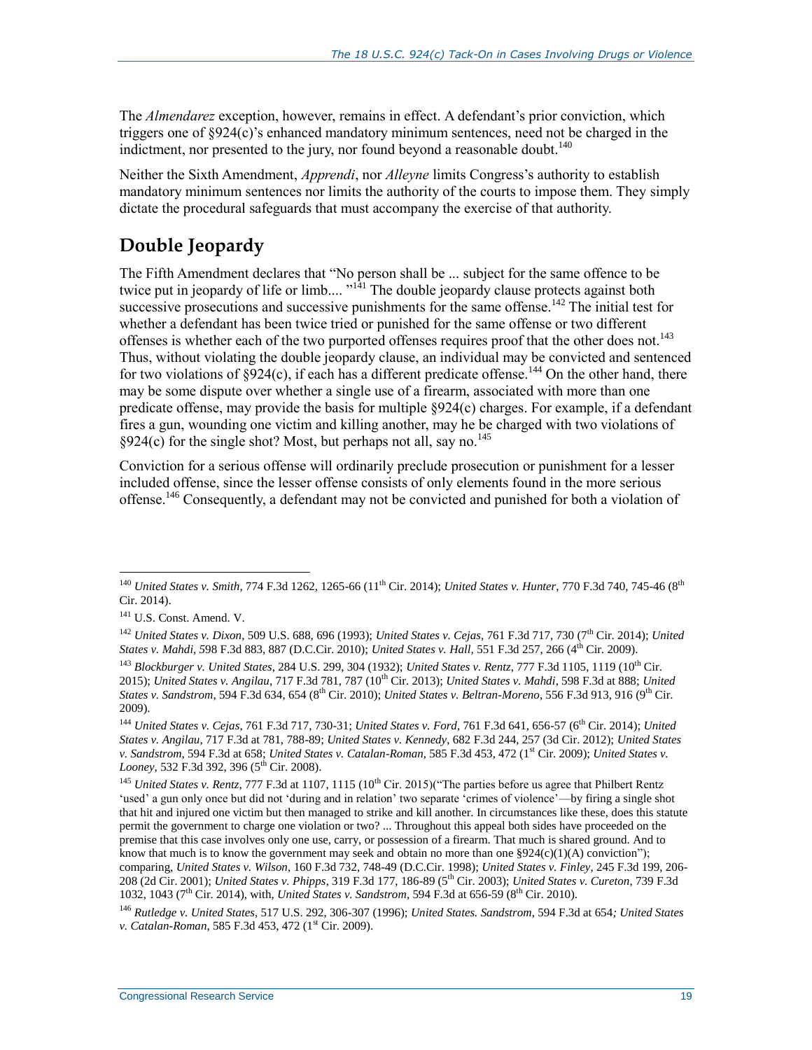The *Almendarez* exception, however, remains in effect. A defendant's prior conviction, which triggers one of §924(c)'s enhanced mandatory minimum sentences, need not be charged in the indictment, nor presented to the jury, nor found beyond a reasonable doubt.[140]

Neither the Sixth Amendment, *Apprendi*, nor *Alleyne* limits Congress's authority to establish mandatory minimum sentences nor limits the authority of the courts to impose them. They simply dictate the procedural safeguards that must accompany the exercise of that authority.

## Double Jeopardy

The Fifth Amendment declares that "No person shall be ... subject for the same offence to be twice put in jeopardy of life or limb.... "[141] The double jeopardy clause protects against both successive prosecutions and successive punishments for the same offense.[142] The initial test for whether a defendant has been twice tried or punished for the same offense or two different offenses is whether each of the two purported offenses requires proof that the other does not.[143] Thus, without violating the double jeopardy clause, an individual may be convicted and sentenced for two violations of §924(c), if each has a different predicate offense.[144] On the other hand, there may be some dispute over whether a single use of a firearm, associated with more than one predicate offense, may provide the basis for multiple §924(c) charges. For example, if a defendant fires a gun, wounding one victim and killing another, may he be charged with two violations of §924(c) for the single shot? Most, but perhaps not all, say no.[145]

Conviction for a serious offense will ordinarily preclude prosecution or punishment for a lesser included offense, since the lesser offense consists of only elements found in the more serious offense.[146] Consequently, a defendant may not be convicted and punished for both a violation of

---

[140] *United States v. Smith*, 774 F.3d 1262, 1265-66 (11th Cir. 2014); *United States v. Hunter*, 770 F.3d 740, 745-46 (8th Cir. 2014).

[141] U.S. Const. Amend. V.

[142] *United States v. Dixon*, 509 U.S. 688, 696 (1993); *United States v. Cejas*, 761 F.3d 717, 730 (7th Cir. 2014); *United States v. Mahdi*, 598 F.3d 883, 887 (D.C.Cir. 2010); *United States v. Hall*, 551 F.3d 257, 266 (4th Cir. 2009).

[143] *Blockburger v. United States*, 284 U.S. 299, 304 (1932); *United States v. Rentz*, 777 F.3d 1105, 1119 (10th Cir. 2015); *United States v. Angilau*, 717 F.3d 781, 787 (10th Cir. 2013); *United States v. Mahdi*, 598 F.3d at 888; *United States v. Sandstrom*, 594 F.3d 634, 654 (8th Cir. 2010); *United States v. Beltran-Moreno*, 556 F.3d 913, 916 (9th Cir. 2009).

[144] *United States v. Cejas*, 761 F.3d 717, 730-31; *United States v. Ford*, 761 F.3d 641, 656-57 (6th Cir. 2014); *United States v. Angilau*, 717 F.3d at 781, 788-89; *United States v. Kennedy*, 682 F.3d 244, 257 (3d Cir. 2012); *United States v. Sandstrom*, 594 F.3d at 658; *United States v. Catalan-Roman*, 585 F.3d 453, 472 (1st Cir. 2009); *United States v. Looney*, 532 F.3d 392, 396 (5th Cir. 2008).

[145] *United States v. Rentz*, 777 F.3d at 1107, 1115 (10th Cir. 2015)("The parties before us agree that Philbert Rentz 'used' a gun only once but did not 'during and in relation' two separate 'crimes of violence'—by firing a single shot that hit and injured one victim but then managed to strike and kill another. In circumstances like these, does this statute permit the government to charge one violation or two? ... Throughout this appeal both sides have proceeded on the premise that this case involves only one use, carry, or possession of a firearm. That much is shared ground. And to know that much is to know the government may seek and obtain no more than one §924(c)(1)(A) conviction"); comparing, *United States v. Wilson*, 160 F.3d 732, 748-49 (D.C.Cir. 1998); *United States v. Finley*, 245 F.3d 199, 206-208 (2d Cir. 2001); *United States v. Phipps*, 319 F.3d 177, 186-89 (5th Cir. 2003); *United States v. Cureton*, 739 F.3d 1032, 1043 (7th Cir. 2014), with, *United States v. Sandstrom*, 594 F.3d at 656-59 (8th Cir. 2010).

[146] *Rutledge v. United States*, 517 U.S. 292, 306-307 (1996); *United States. Sandstrom*, 594 F.3d at 654*; United States v. Catalan-Roman*, 585 F.3d 453, 472 (1st Cir. 2009).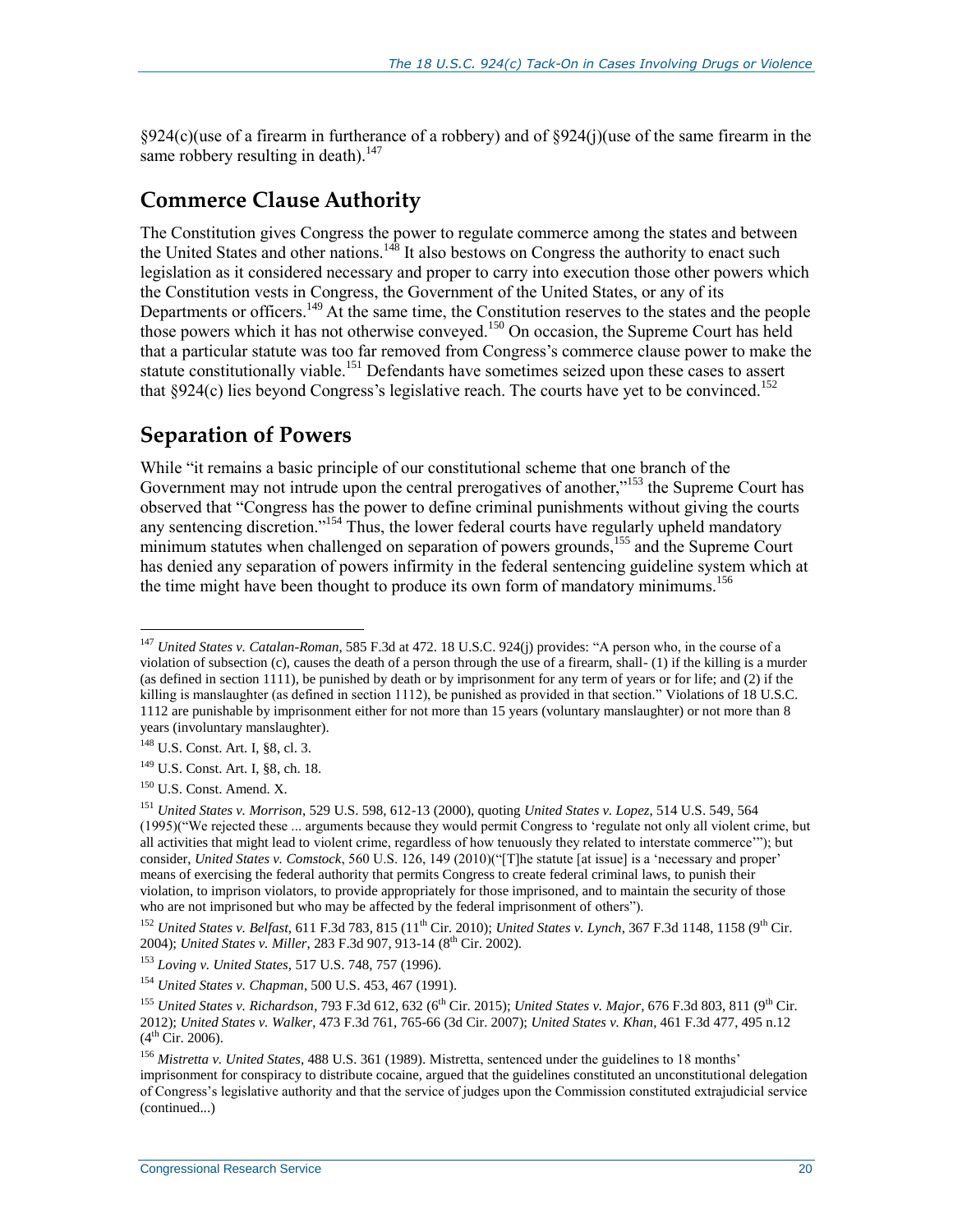§924(c)(use of a firearm in furtherance of a robbery) and of §924(j)(use of the same firearm in the same robbery resulting in death).[147]

## Commerce Clause Authority

The Constitution gives Congress the power to regulate commerce among the states and between the United States and other nations.[148] It also bestows on Congress the authority to enact such legislation as it considered necessary and proper to carry into execution those other powers which the Constitution vests in Congress, the Government of the United States, or any of its Departments or officers.[149] At the same time, the Constitution reserves to the states and the people those powers which it has not otherwise conveyed.[150] On occasion, the Supreme Court has held that a particular statute was too far removed from Congress's commerce clause power to make the statute constitutionally viable.[151] Defendants have sometimes seized upon these cases to assert that §924(c) lies beyond Congress's legislative reach. The courts have yet to be convinced.[152]

## Separation of Powers

While "it remains a basic principle of our constitutional scheme that one branch of the Government may not intrude upon the central prerogatives of another,"[153] the Supreme Court has observed that "Congress has the power to define criminal punishments without giving the courts any sentencing discretion."[154] Thus, the lower federal courts have regularly upheld mandatory minimum statutes when challenged on separation of powers grounds,[155] and the Supreme Court has denied any separation of powers infirmity in the federal sentencing guideline system which at the time might have been thought to produce its own form of mandatory minimums.[156]

---

[147] *United States v. Catalan-Roman*, 585 F.3d at 472. 18 U.S.C. 924(j) provides: "A person who, in the course of a violation of subsection (c), causes the death of a person through the use of a firearm, shall- (1) if the killing is a murder (as defined in section 1111), be punished by death or by imprisonment for any term of years or for life; and (2) if the killing is manslaughter (as defined in section 1112), be punished as provided in that section." Violations of 18 U.S.C. 1112 are punishable by imprisonment either for not more than 15 years (voluntary manslaughter) or not more than 8 years (involuntary manslaughter).

[148] U.S. Const. Art. I, §8, cl. 3.

[149] U.S. Const. Art. I, §8, ch. 18.

[150] U.S. Const. Amend. X.

[151] *United States v. Morrison*, 529 U.S. 598, 612-13 (2000), quoting *United States v. Lopez*, 514 U.S. 549, 564 (1995)("We rejected these ... arguments because they would permit Congress to 'regulate not only all violent crime, but all activities that might lead to violent crime, regardless of how tenuously they related to interstate commerce'"); but consider, *United States v. Comstock*, 560 U.S. 126, 149 (2010)("[T]he statute [at issue] is a 'necessary and proper' means of exercising the federal authority that permits Congress to create federal criminal laws, to punish their violation, to imprison violators, to provide appropriately for those imprisoned, and to maintain the security of those who are not imprisoned but who may be affected by the federal imprisonment of others").

[152] *United States v. Belfast*, 611 F.3d 783, 815 (11th Cir. 2010); *United States v. Lynch*, 367 F.3d 1148, 1158 (9th Cir. 2004); *United States v. Miller*, 283 F.3d 907, 913-14 (8th Cir. 2002).

[153] *Loving v. United States*, 517 U.S. 748, 757 (1996).

[154] *United States v. Chapman*, 500 U.S. 453, 467 (1991).

[155] *United States v. Richardson*, 793 F.3d 612, 632 (6th Cir. 2015); *United States v. Major*, 676 F.3d 803, 811 (9th Cir. 2012); *United States v. Walker*, 473 F.3d 761, 765-66 (3d Cir. 2007); *United States v. Khan*, 461 F.3d 477, 495 n.12 (4th Cir. 2006).

[156] *Mistretta v. United States*, 488 U.S. 361 (1989). Mistretta, sentenced under the guidelines to 18 months' imprisonment for conspiracy to distribute cocaine, argued that the guidelines constituted an unconstitutional delegation of Congress's legislative authority and that the service of judges upon the Commission constituted extrajudicial service (continued...)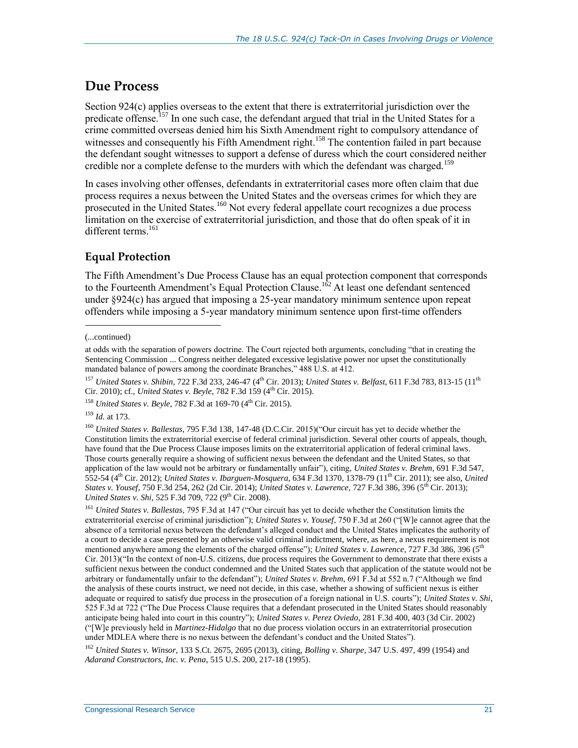## Due Process

Section 924(c) applies overseas to the extent that there is extraterritorial jurisdiction over the predicate offense.[157] In one such case, the defendant argued that trial in the United States for a crime committed overseas denied him his Sixth Amendment right to compulsory attendance of witnesses and consequently his Fifth Amendment right.[158] The contention failed in part because the defendant sought witnesses to support a defense of duress which the court considered neither credible nor a complete defense to the murders with which the defendant was charged.[159]

In cases involving other offenses, defendants in extraterritorial cases more often claim that due process requires a nexus between the United States and the overseas crimes for which they are prosecuted in the United States.[160] Not every federal appellate court recognizes a due process limitation on the exercise of extraterritorial jurisdiction, and those that do often speak of it in different terms.[161]

### Equal Protection

The Fifth Amendment's Due Process Clause has an equal protection component that corresponds to the Fourteenth Amendment's Equal Protection Clause.[162] At least one defendant sentenced under §924(c) has argued that imposing a 25-year mandatory minimum sentence upon repeat offenders while imposing a 5-year mandatory minimum sentence upon first-time offenders

---

(...continued)

at odds with the separation of powers doctrine. The Court rejected both arguments, concluding "that in creating the Sentencing Commission ... Congress neither delegated excessive legislative power nor upset the constitutionally mandated balance of powers among the coordinate Branches," 488 U.S. at 412.

[157] *United States v. Shibin*, 722 F.3d 233, 246-47 (4th Cir. 2013); *United States v. Belfast*, 611 F.3d 783, 813-15 (11th Cir. 2010); cf., *United States v. Beyle*, 782 F.3d 159 (4th Cir. 2015).

[158] *United States v. Beyle*, 782 F.3d at 169-70 (4th Cir. 2015).

[159] *Id.* at 173.

[160] *United States v. Ballestas*, 795 F.3d 138, 147-48 (D.C.Cir. 2015)("Our circuit has yet to decide whether the Constitution limits the extraterritorial exercise of federal criminal jurisdiction. Several other courts of appeals, though, have found that the Due Process Clause imposes limits on the extraterritorial application of federal criminal laws. Those courts generally require a showing of sufficient nexus between the defendant and the United States, so that application of the law would not be arbitrary or fundamentally unfair"), citing, *United States v. Brehm*, 691 F.3d 547, 552-54 (4th Cir. 2012); *United States v. Ibarguen-Mosquera*, 634 F.3d 1370, 1378-79 (11th Cir. 2011); see also, *United States v. Yousef*, 750 F.3d 254, 262 (2d Cir. 2014); *United States v. Lawrence*, 727 F.3d 386, 396 (5th Cir. 2013); *United States v. Shi*, 525 F.3d 709, 722 (9th Cir. 2008).

[161] *United States v. Ballestas*, 795 F.3d at 147 ("Our circuit has yet to decide whether the Constitution limits the extraterritorial exercise of criminal jurisdiction"); *United States v. Yousef*, 750 F.3d at 260 ("[W]e cannot agree that the absence of a territorial nexus between the defendant's alleged conduct and the United States implicates the authority of a court to decide a case presented by an otherwise valid criminal indictment, where, as here, a nexus requirement is not mentioned anywhere among the elements of the charged offense"); *United States v. Lawrence*, 727 F.3d 386, 396 (5th Cir. 2013)("In the context of non-U.S. citizens, due process requires the Government to demonstrate that there exists a sufficient nexus between the conduct condemned and the United States such that application of the statute would not be arbitrary or fundamentally unfair to the defendant"); *United States v. Brehm*, 691 F.3d at 552 n.7 ("Although we find the analysis of these courts instruct, we need not decide, in this case, whether a showing of sufficient nexus is either adequate or required to satisfy due process in the prosecution of a foreign national in U.S. courts"); *United States v. Shi*, 525 F.3d at 722 ("The Due Process Clause requires that a defendant prosecuted in the United States should reasonably anticipate being haled into court in this country"); *United States v. Perez Oviedo*, 281 F.3d 400, 403 (3d Cir. 2002) ("[W]e previously held in *Martinez-Hidalgo* that no due process violation occurs in an extraterritorial prosecution under MDLEA where there is no nexus between the defendant's conduct and the United States").

[162] *United States v. Winsor*, 133 S.Ct. 2675, 2695 (2013), citing, *Bolling v. Sharpe*, 347 U.S. 497, 499 (1954) and *Adarand Constructors, Inc. v. Pena*, 515 U.S. 200, 217-18 (1995).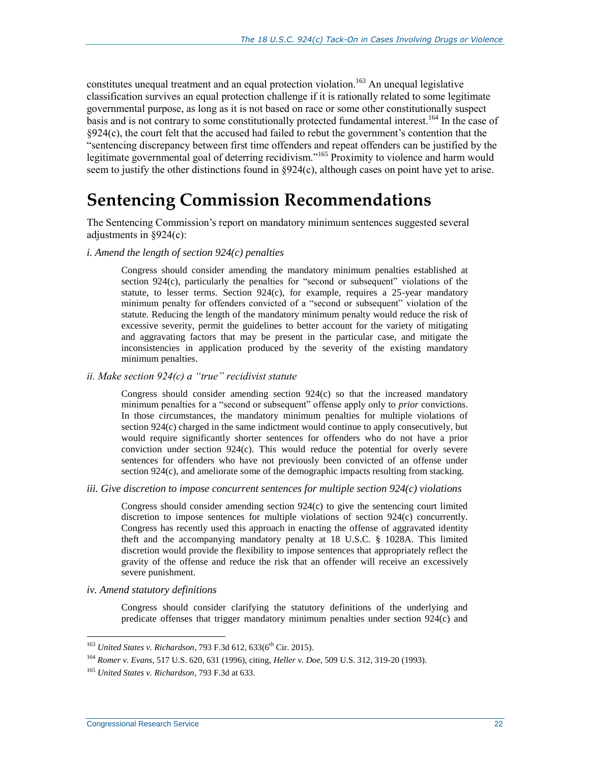constitutes unequal treatment and an equal protection violation.[163] An unequal legislative classification survives an equal protection challenge if it is rationally related to some legitimate governmental purpose, as long as it is not based on race or some other constitutionally suspect basis and is not contrary to some constitutionally protected fundamental interest.[164] In the case of §924(c), the court felt that the accused had failed to rebut the government's contention that the "sentencing discrepancy between first time offenders and repeat offenders can be justified by the legitimate governmental goal of deterring recidivism."[165] Proximity to violence and harm would seem to justify the other distinctions found in §924(c), although cases on point have yet to arise.

# Sentencing Commission Recommendations

The Sentencing Commission's report on mandatory minimum sentences suggested several adjustments in §924(c):

*i. Amend the length of section 924(c) penalties*

> Congress should consider amending the mandatory minimum penalties established at section 924(c), particularly the penalties for "second or subsequent" violations of the statute, to lesser terms. Section 924(c), for example, requires a 25-year mandatory minimum penalty for offenders convicted of a "second or subsequent" violation of the statute. Reducing the length of the mandatory minimum penalty would reduce the risk of excessive severity, permit the guidelines to better account for the variety of mitigating and aggravating factors that may be present in the particular case, and mitigate the inconsistencies in application produced by the severity of the existing mandatory minimum penalties.

*ii. Make section 924(c) a "true" recidivist statute*

> Congress should consider amending section 924(c) so that the increased mandatory minimum penalties for a "second or subsequent" offense apply only to *prior* convictions. In those circumstances, the mandatory minimum penalties for multiple violations of section 924(c) charged in the same indictment would continue to apply consecutively, but would require significantly shorter sentences for offenders who do not have a prior conviction under section 924(c). This would reduce the potential for overly severe sentences for offenders who have not previously been convicted of an offense under section 924(c), and ameliorate some of the demographic impacts resulting from stacking.

*iii. Give discretion to impose concurrent sentences for multiple section 924(c) violations*

> Congress should consider amending section 924(c) to give the sentencing court limited discretion to impose sentences for multiple violations of section 924(c) concurrently. Congress has recently used this approach in enacting the offense of aggravated identity theft and the accompanying mandatory penalty at 18 U.S.C. § 1028A. This limited discretion would provide the flexibility to impose sentences that appropriately reflect the gravity of the offense and reduce the risk that an offender will receive an excessively severe punishment.

*iv. Amend statutory definitions*

> Congress should consider clarifying the statutory definitions of the underlying and predicate offenses that trigger mandatory minimum penalties under section 924(c) and

---

[163] *United States v. Richardson*, 793 F.3d 612, 633(6th Cir. 2015).

[164] *Romer v. Evans*, 517 U.S. 620, 631 (1996), citing, *Heller v. Doe*, 509 U.S. 312, 319-20 (1993).

[165] *United States v. Richardson*, 793 F.3d at 633.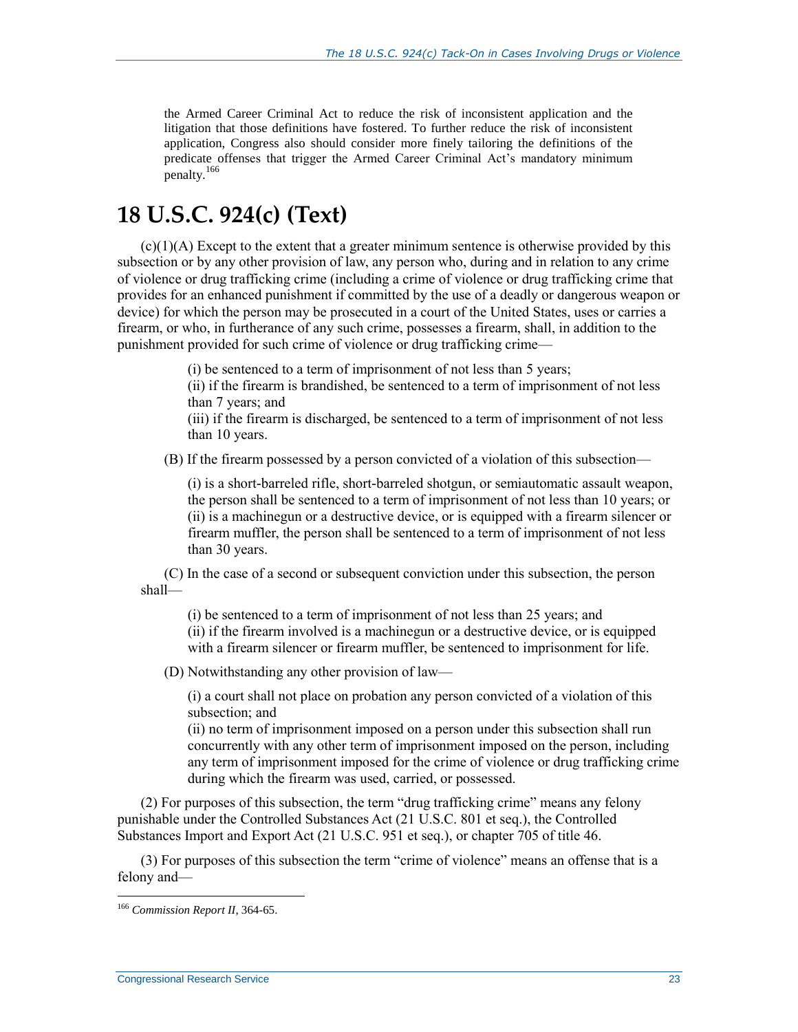> the Armed Career Criminal Act to reduce the risk of inconsistent application and the litigation that those definitions have fostered. To further reduce the risk of inconsistent application, Congress also should consider more finely tailoring the definitions of the predicate offenses that trigger the Armed Career Criminal Act's mandatory minimum penalty.[166]

# 18 U.S.C. 924(c) (Text)

(c)(1)(A) Except to the extent that a greater minimum sentence is otherwise provided by this subsection or by any other provision of law, any person who, during and in relation to any crime of violence or drug trafficking crime (including a crime of violence or drug trafficking crime that provides for an enhanced punishment if committed by the use of a deadly or dangerous weapon or device) for which the person may be prosecuted in a court of the United States, uses or carries a firearm, or who, in furtherance of any such crime, possesses a firearm, shall, in addition to the punishment provided for such crime of violence or drug trafficking crime—

(i) be sentenced to a term of imprisonment of not less than 5 years;
(ii) if the firearm is brandished, be sentenced to a term of imprisonment of not less than 7 years; and
(iii) if the firearm is discharged, be sentenced to a term of imprisonment of not less than 10 years.

(B) If the firearm possessed by a person convicted of a violation of this subsection—

(i) is a short-barreled rifle, short-barreled shotgun, or semiautomatic assault weapon, the person shall be sentenced to a term of imprisonment of not less than 10 years; or
(ii) is a machinegun or a destructive device, or is equipped with a firearm silencer or firearm muffler, the person shall be sentenced to a term of imprisonment of not less than 30 years.

(C) In the case of a second or subsequent conviction under this subsection, the person shall—

(i) be sentenced to a term of imprisonment of not less than 25 years; and
(ii) if the firearm involved is a machinegun or a destructive device, or is equipped with a firearm silencer or firearm muffler, be sentenced to imprisonment for life.

(D) Notwithstanding any other provision of law—

(i) a court shall not place on probation any person convicted of a violation of this subsection; and
(ii) no term of imprisonment imposed on a person under this subsection shall run concurrently with any other term of imprisonment imposed on the person, including any term of imprisonment imposed for the crime of violence or drug trafficking crime during which the firearm was used, carried, or possessed.

(2) For purposes of this subsection, the term "drug trafficking crime" means any felony punishable under the Controlled Substances Act (21 U.S.C. 801 et seq.), the Controlled Substances Import and Export Act (21 U.S.C. 951 et seq.), or chapter 705 of title 46.

(3) For purposes of this subsection the term "crime of violence" means an offense that is a felony and—

[166] *Commission Report II*, 364-65.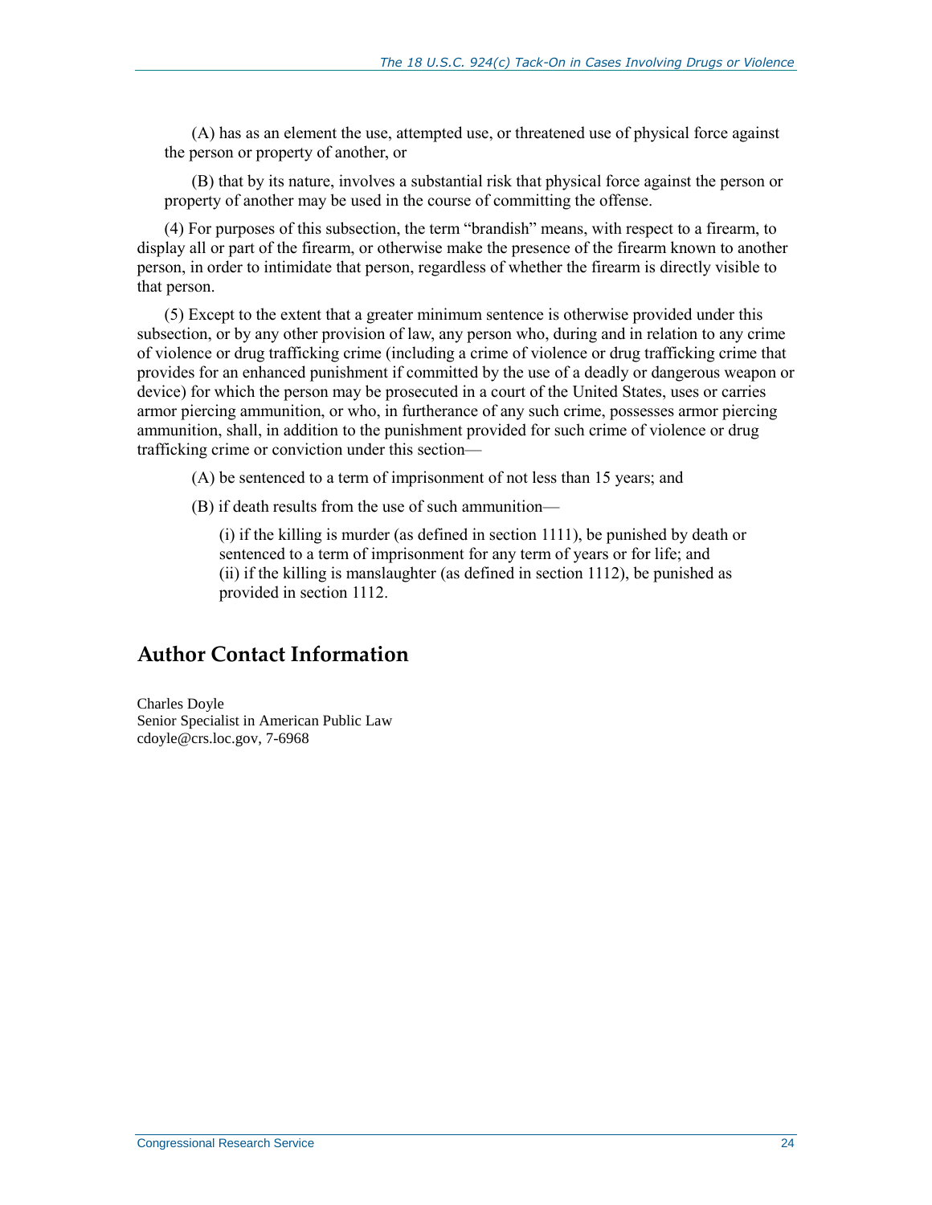(A) has as an element the use, attempted use, or threatened use of physical force against the person or property of another, or

(B) that by its nature, involves a substantial risk that physical force against the person or property of another may be used in the course of committing the offense.

(4) For purposes of this subsection, the term "brandish" means, with respect to a firearm, to display all or part of the firearm, or otherwise make the presence of the firearm known to another person, in order to intimidate that person, regardless of whether the firearm is directly visible to that person.

(5) Except to the extent that a greater minimum sentence is otherwise provided under this subsection, or by any other provision of law, any person who, during and in relation to any crime of violence or drug trafficking crime (including a crime of violence or drug trafficking crime that provides for an enhanced punishment if committed by the use of a deadly or dangerous weapon or device) for which the person may be prosecuted in a court of the United States, uses or carries armor piercing ammunition, or who, in furtherance of any such crime, possesses armor piercing ammunition, shall, in addition to the punishment provided for such crime of violence or drug trafficking crime or conviction under this section—

(A) be sentenced to a term of imprisonment of not less than 15 years; and

(B) if death results from the use of such ammunition—

(i) if the killing is murder (as defined in section 1111), be punished by death or sentenced to a term of imprisonment for any term of years or for life; and
(ii) if the killing is manslaughter (as defined in section 1112), be punished as provided in section 1112.

## Author Contact Information

Charles Doyle
Senior Specialist in American Public Law
cdoyle@crs.loc.gov, 7-6968